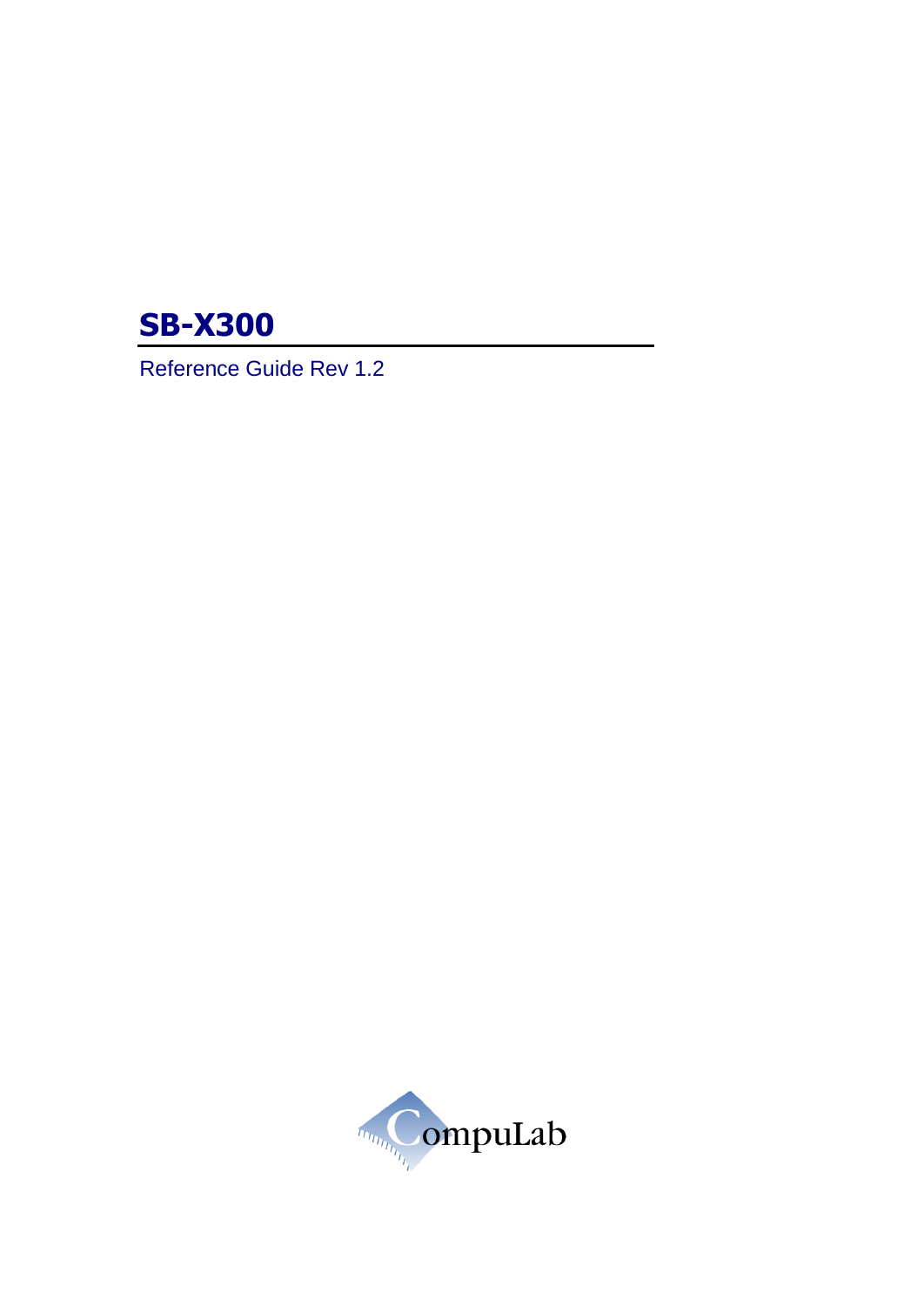# SB-X300

Reference Guide Rev 1.2

CompuLab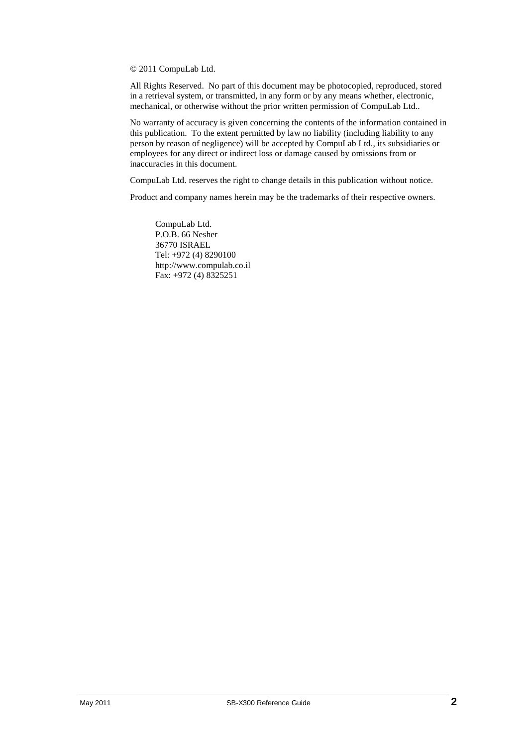© 2011 CompuLab Ltd.

All Rights Reserved. No part of this document may be photocopied, reproduced, stored in a retrieval system, or transmitted, in any form or by any means whether, electronic, mechanical, or otherwise without the prior written permission of CompuLab Ltd..

No warranty of accuracy is given concerning the contents of the information contained in this publication. To the extent permitted by law no liability (including liability to any person by reason of negligence) will be accepted by CompuLab Ltd., its subsidiaries or employees for any direct or indirect loss or damage caused by omissions from or inaccuracies in this document.

CompuLab Ltd. reserves the right to change details in this publication without notice.

Product and company names herein may be the trademarks of their respective owners.

CompuLab Ltd.  
P.O.B. 66 Nesher  
36770 ISRAEL  
Tel: +972 (4) 8290100  
http://www.compulab.co.il  
Fax: +972 (4) 8325251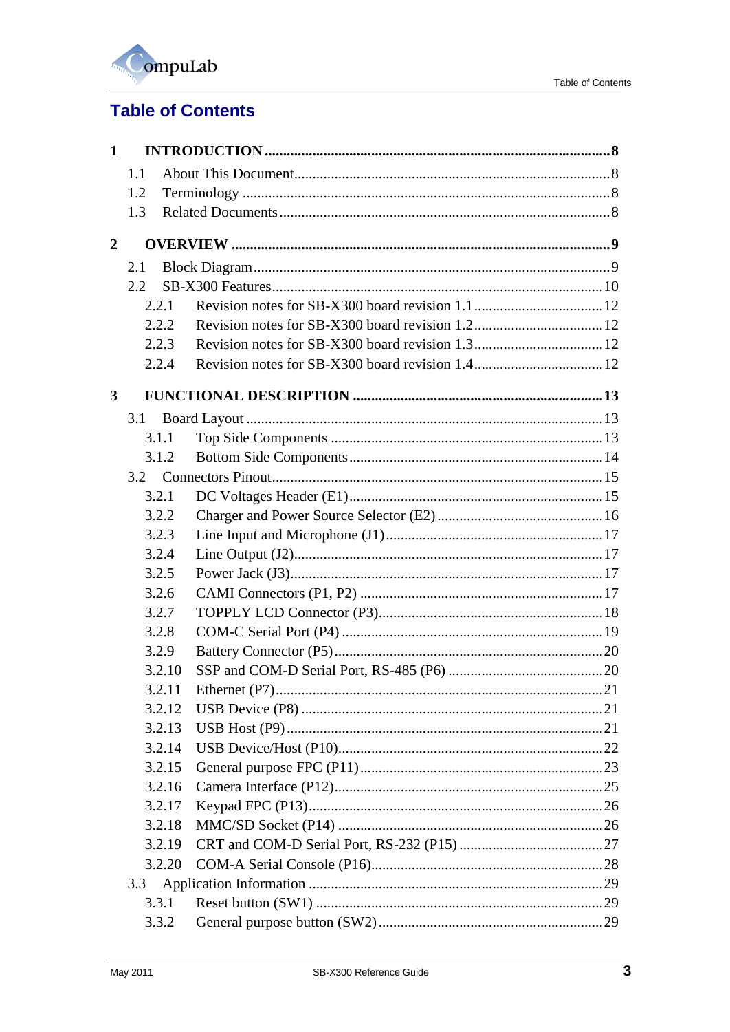# Table of Contents

**1 INTRODUCTION ........................................................ 8**

- 1.1 About This Document ........................................................ 8
- 1.2 Terminology ........................................................ 8
- 1.3 Related Documents ........................................................ 8

**2 OVERVIEW ........................................................ 9**

- 2.1 Block Diagram ........................................................ 9
- 2.2 SB-X300 Features ........................................................ 10
  - 2.2.1 Revision notes for SB-X300 board revision 1.1 ........................................................ 12
  - 2.2.2 Revision notes for SB-X300 board revision 1.2 ........................................................ 12
  - 2.2.3 Revision notes for SB-X300 board revision 1.3 ........................................................ 12
  - 2.2.4 Revision notes for SB-X300 board revision 1.4 ........................................................ 12

**3 FUNCTIONAL DESCRIPTION ........................................................ 13**

- 3.1 Board Layout ........................................................ 13
  - 3.1.1 Top Side Components ........................................................ 13
  - 3.1.2 Bottom Side Components ........................................................ 14
- 3.2 Connectors Pinout ........................................................ 15
  - 3.2.1 DC Voltages Header (E1) ........................................................ 15
  - 3.2.2 Charger and Power Source Selector (E2) ........................................................ 16
  - 3.2.3 Line Input and Microphone (J1) ........................................................ 17
  - 3.2.4 Line Output (J2) ........................................................ 17
  - 3.2.5 Power Jack (J3) ........................................................ 17
  - 3.2.6 CAMI Connectors (P1, P2) ........................................................ 17
  - 3.2.7 TOPPLY LCD Connector (P3) ........................................................ 18
  - 3.2.8 COM-C Serial Port (P4) ........................................................ 19
  - 3.2.9 Battery Connector (P5) ........................................................ 20
  - 3.2.10 SSP and COM-D Serial Port, RS-485 (P6) ........................................................ 20
  - 3.2.11 Ethernet (P7) ........................................................ 21
  - 3.2.12 USB Device (P8) ........................................................ 21
  - 3.2.13 USB Host (P9) ........................................................ 21
  - 3.2.14 USB Device/Host (P10) ........................................................ 22
  - 3.2.15 General purpose FPC (P11) ........................................................ 23
  - 3.2.16 Camera Interface (P12) ........................................................ 25
  - 3.2.17 Keypad FPC (P13) ........................................................ 26
  - 3.2.18 MMC/SD Socket (P14) ........................................................ 26
  - 3.2.19 CRT and COM-D Serial Port, RS-232 (P15) ........................................................ 27
  - 3.2.20 COM-A Serial Console (P16) ........................................................ 28
- 3.3 Application Information ........................................................ 29
  - 3.3.1 Reset button (SW1) ........................................................ 29
  - 3.3.2 General purpose button (SW2) ........................................................ 29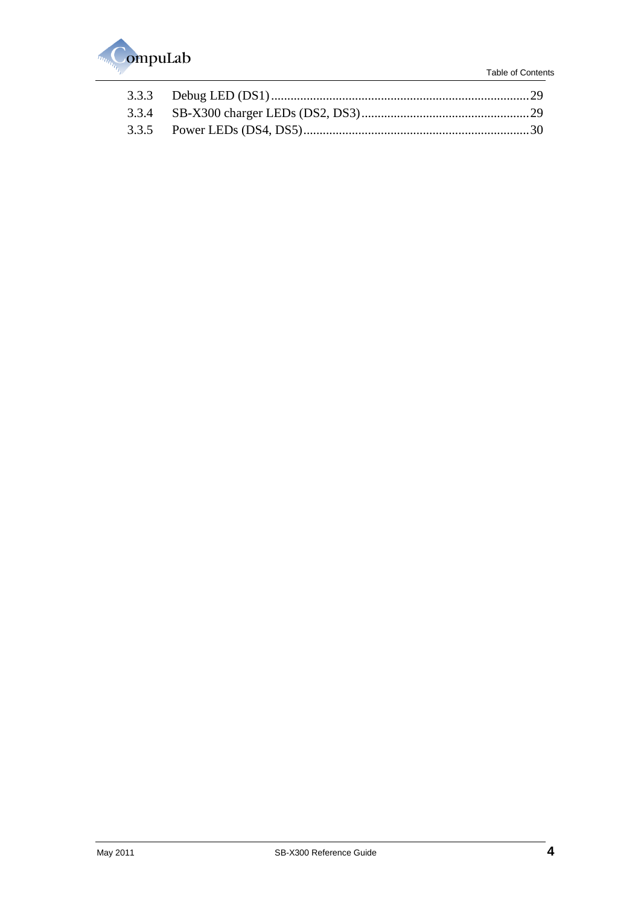3.3.3 Debug LED (DS1) ................................................................................ 29
3.3.4 SB-X300 charger LEDs (DS2, DS3) .................................................... 29
3.3.5 Power LEDs (DS4, DS5) ...................................................................... 30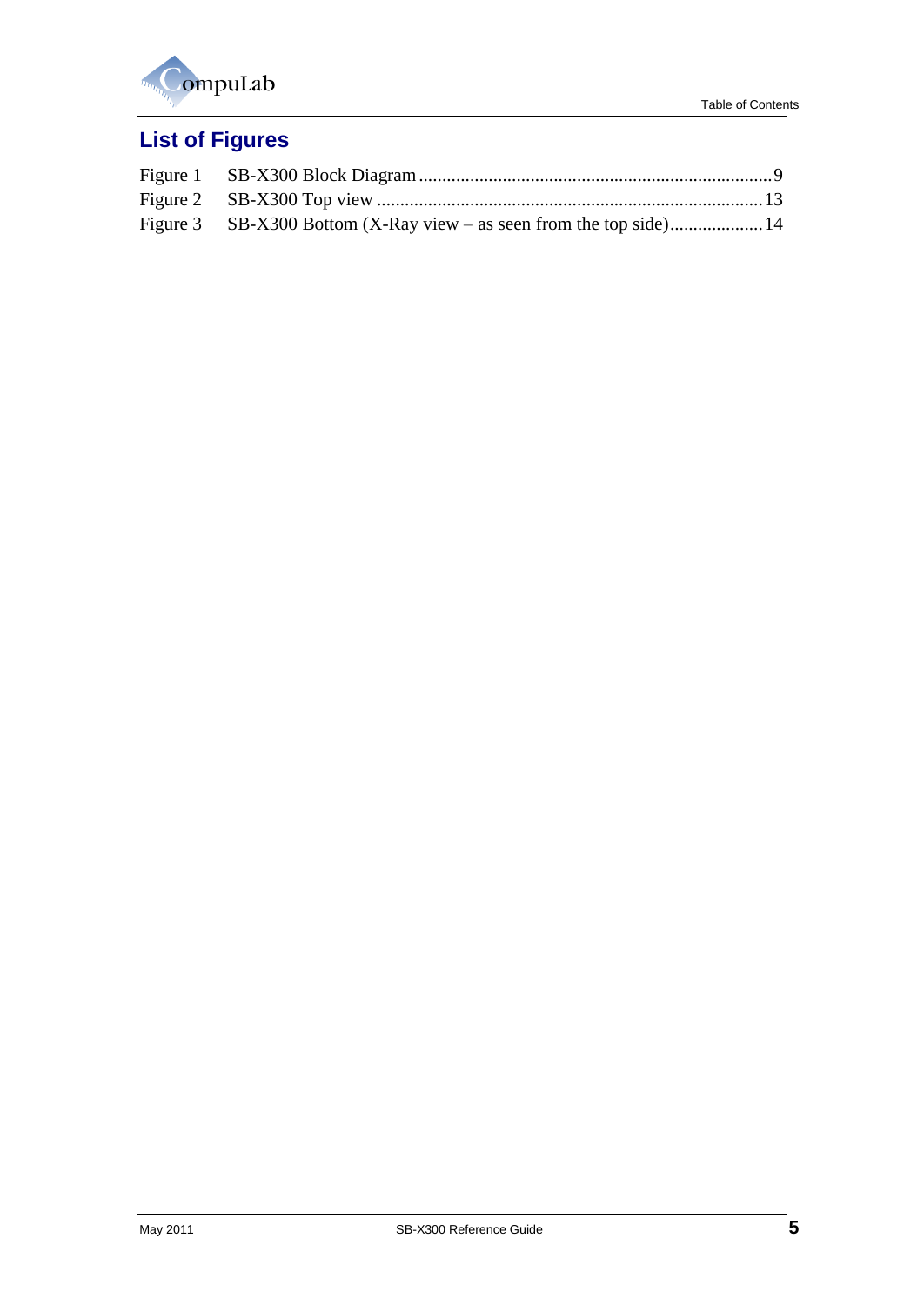# List of Figures

Figure 1 SB-X300 Block Diagram ........................................................................... 9
Figure 2 SB-X300 Top view ................................................................................. 13
Figure 3 SB-X300 Bottom (X-Ray view – as seen from the top side) .................... 14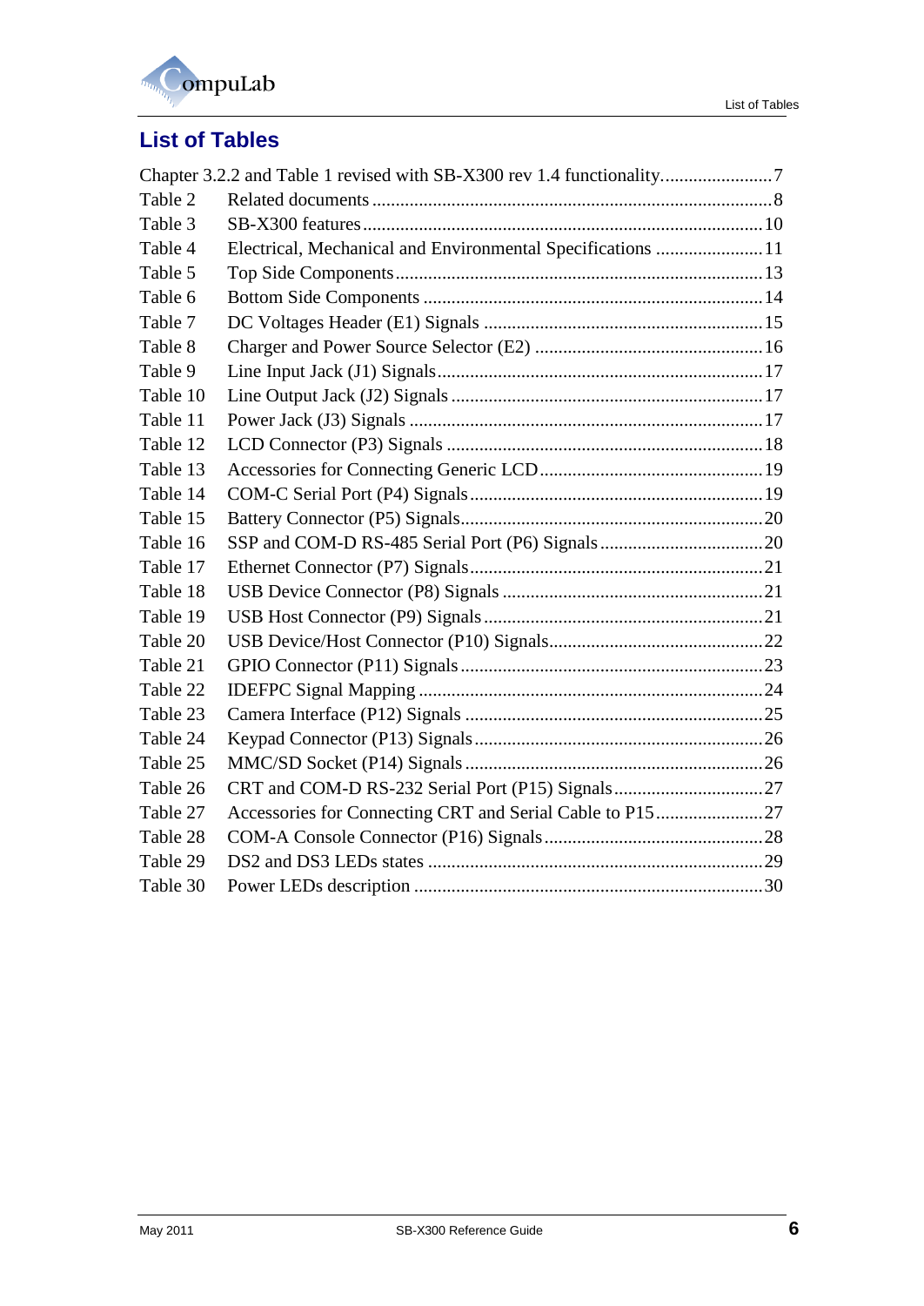# List of Tables

Chapter 3.2.2 and Table 1 revised with SB-X300 rev 1.4 functionality........................7
Table 2 Related documents ....................................................................................8
Table 3 SB-X300 features ......................................................................................10
Table 4 Electrical, Mechanical and Environmental Specifications .......................11
Table 5 Top Side Components ...............................................................................13
Table 6 Bottom Side Components .........................................................................14
Table 7 DC Voltages Header (E1) Signals .............................................................15
Table 8 Charger and Power Source Selector (E2) .................................................16
Table 9 Line Input Jack (J1) Signals ......................................................................17
Table 10 Line Output Jack (J2) Signals ..................................................................17
Table 11 Power Jack (J3) Signals ...........................................................................17
Table 12 LCD Connector (P3) Signals ...................................................................18
Table 13 Accessories for Connecting Generic LCD ...............................................19
Table 14 COM-C Serial Port (P4) Signals ..............................................................19
Table 15 Battery Connector (P5) Signals ................................................................20
Table 16 SSP and COM-D RS-485 Serial Port (P6) Signals ..................................20
Table 17 Ethernet Connector (P7) Signals ..............................................................21
Table 18 USB Device Connector (P8) Signals ........................................................21
Table 19 USB Host Connector (P9) Signals ............................................................21
Table 20 USB Device/Host Connector (P10) Signals ..............................................22
Table 21 GPIO Connector (P11) Signals .................................................................23
Table 22 IDEFPC Signal Mapping ..........................................................................24
Table 23 Camera Interface (P12) Signals ................................................................25
Table 24 Keypad Connector (P13) Signals ..............................................................26
Table 25 MMC/SD Socket (P14) Signals ................................................................26
Table 26 CRT and COM-D RS-232 Serial Port (P15) Signals ................................27
Table 27 Accessories for Connecting CRT and Serial Cable to P15 .......................27
Table 28 COM-A Console Connector (P16) Signals ...............................................28
Table 29 DS2 and DS3 LEDs states ........................................................................29
Table 30 Power LEDs description ...........................................................................30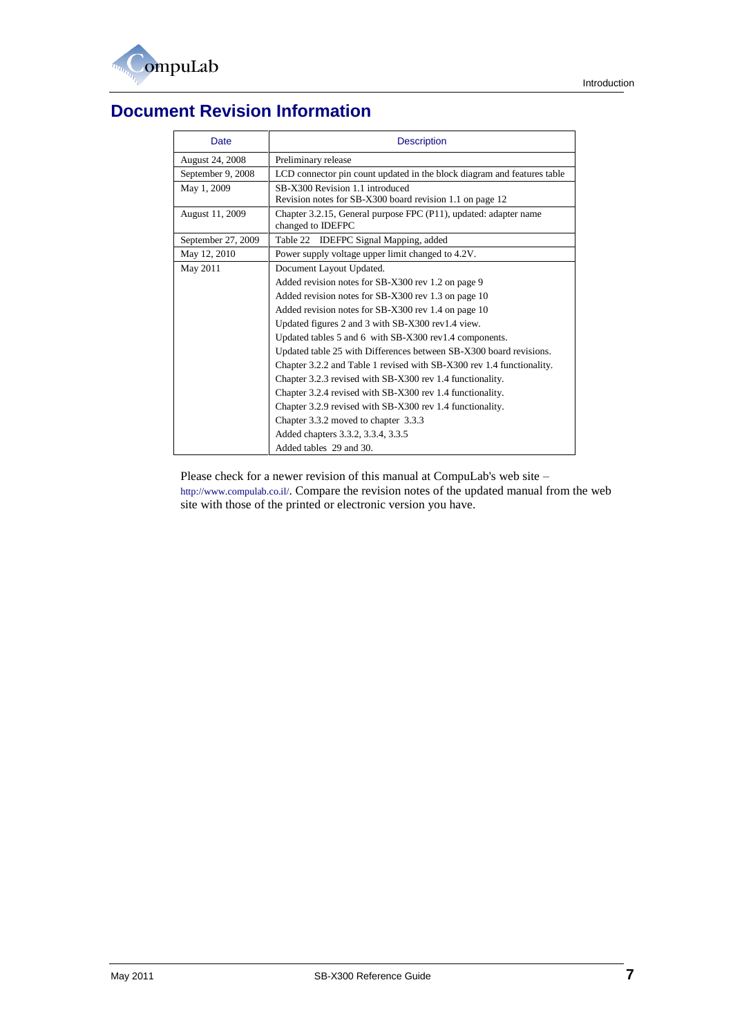## Document Revision Information

| Date | Description |
|---|---|
| August 24, 2008 | Preliminary release |
| September 9, 2008 | LCD connector pin count updated in the block diagram and features table |
| May 1, 2009 | SB-X300 Revision 1.1 introduced<br>Revision notes for SB-X300 board revision 1.1 on page 12 |
| August 11, 2009 | Chapter 3.2.15, General purpose FPC (P11), updated: adapter name changed to IDEFPC |
| September 27, 2009 | Table 22 IDEFPC Signal Mapping, added |
| May 12, 2010 | Power supply voltage upper limit changed to 4.2V. |
| May 2011 | Document Layout Updated.<br>Added revision notes for SB-X300 rev 1.2 on page 9<br>Added revision notes for SB-X300 rev 1.3 on page 10<br>Added revision notes for SB-X300 rev 1.4 on page 10<br>Updated figures 2 and 3 with SB-X300 rev1.4 view.<br>Updated tables 5 and 6 with SB-X300 rev1.4 components.<br>Updated table 25 with Differences between SB-X300 board revisions.<br>Chapter 3.2.2 and Table 1 revised with SB-X300 rev 1.4 functionality.<br>Chapter 3.2.3 revised with SB-X300 rev 1.4 functionality.<br>Chapter 3.2.4 revised with SB-X300 rev 1.4 functionality.<br>Chapter 3.2.9 revised with SB-X300 rev 1.4 functionality.<br>Chapter 3.3.2 moved to chapter 3.3.3<br>Added chapters 3.3.2, 3.3.4, 3.3.5<br>Added tables 29 and 30. |

Please check for a newer revision of this manual at CompuLab's web site – http://www.compulab.co.il/. Compare the revision notes of the updated manual from the web site with those of the printed or electronic version you have.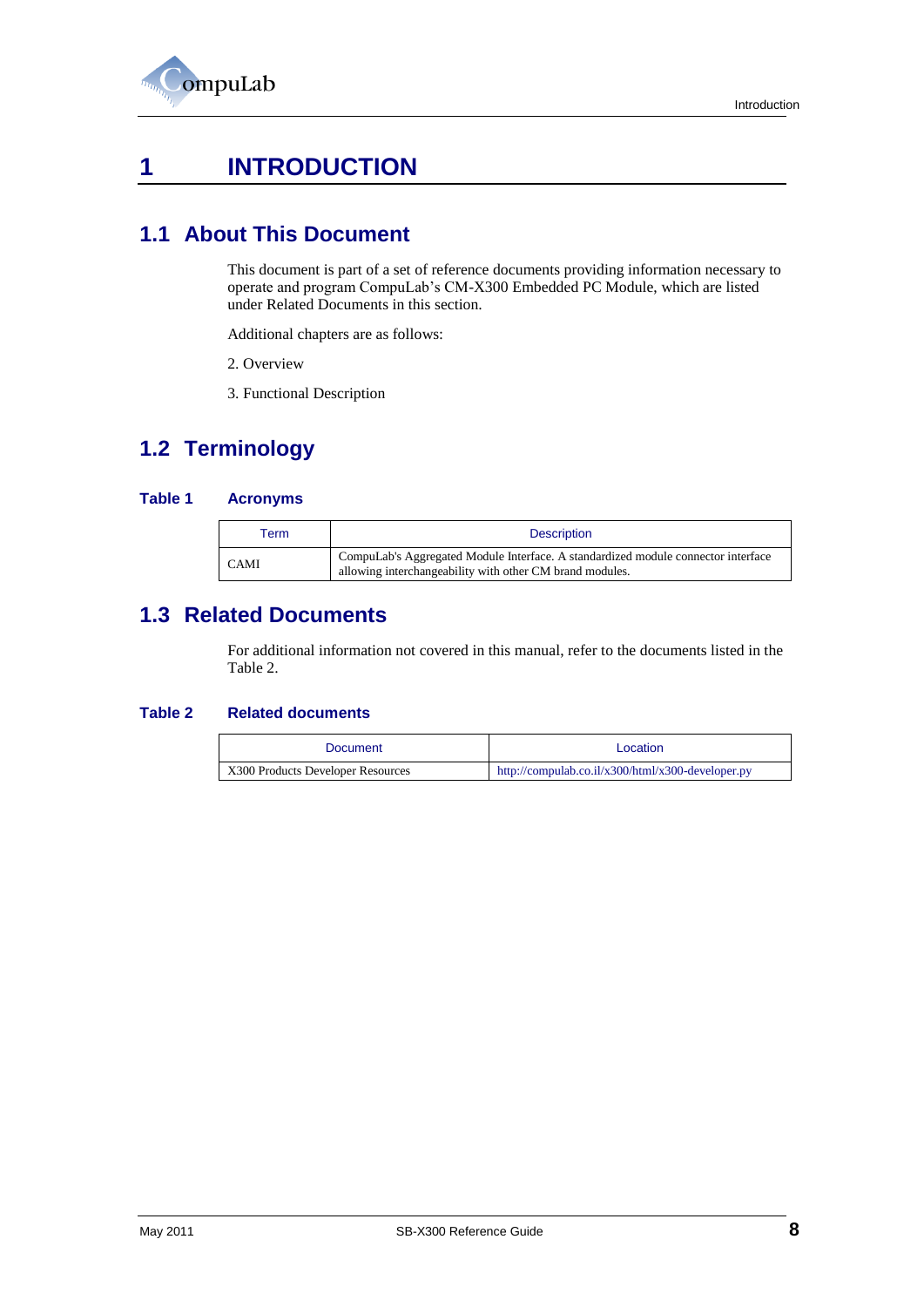# 1 INTRODUCTION

## 1.1 About This Document

This document is part of a set of reference documents providing information necessary to operate and program CompuLab's CM-X300 Embedded PC Module, which are listed under Related Documents in this section.

Additional chapters are as follows:

2. Overview

3. Functional Description

## 1.2 Terminology

**Table 1 Acronyms**

| Term | Description |
|---|---|
| CAMI | CompuLab's Aggregated Module Interface. A standardized module connector interface allowing interchangeability with other CM brand modules. |

## 1.3 Related Documents

For additional information not covered in this manual, refer to the documents listed in the Table 2.

**Table 2 Related documents**

| Document | Location |
|---|---|
| X300 Products Developer Resources | http://compulab.co.il/x300/html/x300-developer.py |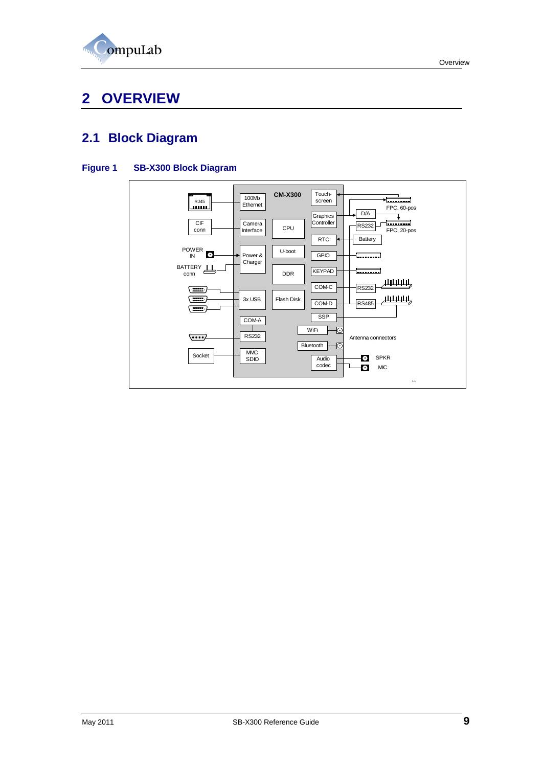# 2 OVERVIEW

## 2.1 Block Diagram

### Figure 1 SB-X300 Block Diagram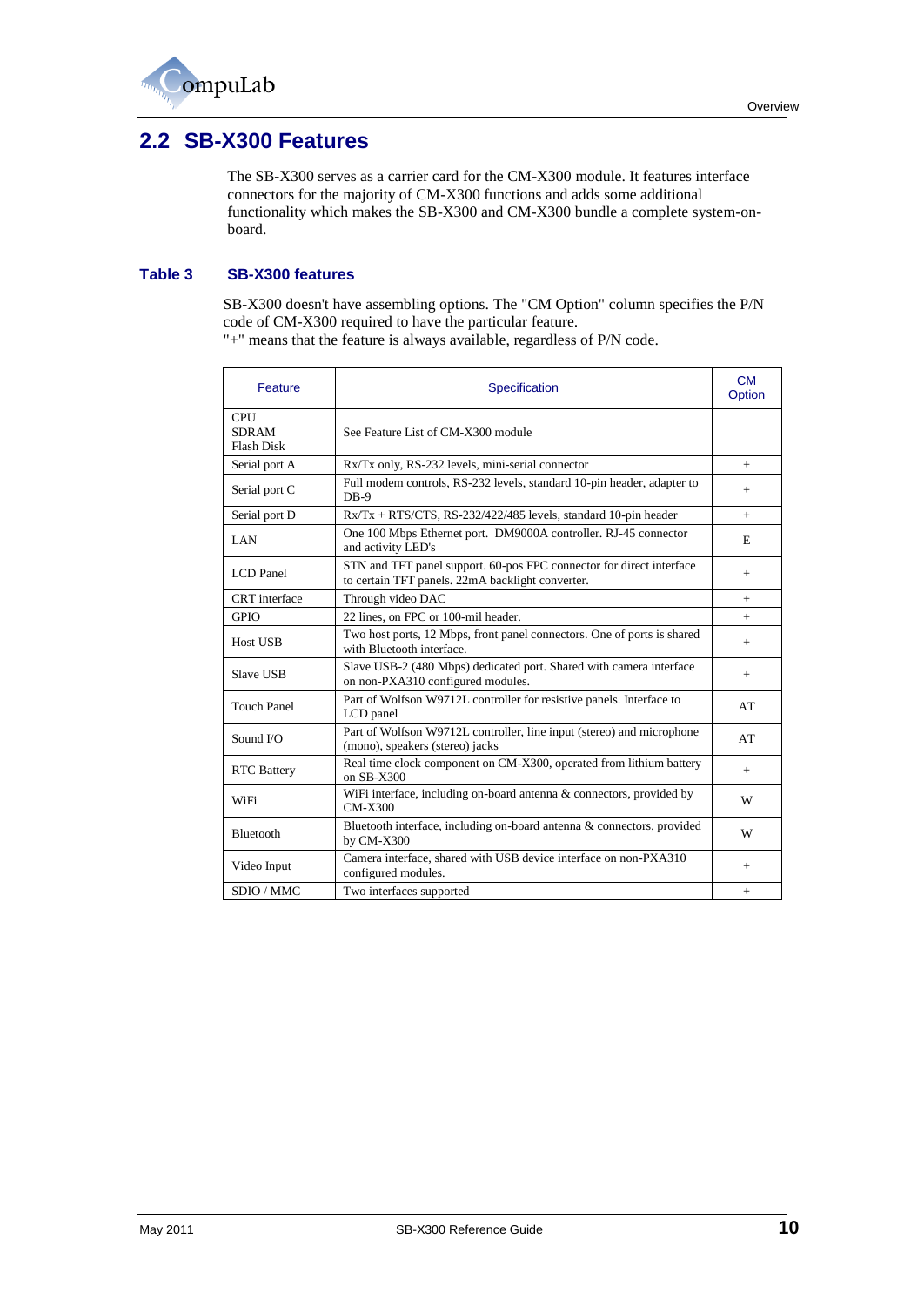## 2.2 SB-X300 Features

The SB-X300 serves as a carrier card for the CM-X300 module. It features interface connectors for the majority of CM-X300 functions and adds some additional functionality which makes the SB-X300 and CM-X300 bundle a complete system-on-board.

**Table 3 SB-X300 features**

SB-X300 doesn't have assembling options. The "CM Option" column specifies the P/N code of CM-X300 required to have the particular feature.
"+" means that the feature is always available, regardless of P/N code.

| Feature | Specification | CM Option |
|---|---|---|
| CPU<br>SDRAM<br>Flash Disk | See Feature List of CM-X300 module | |
| Serial port A | Rx/Tx only, RS-232 levels, mini-serial connector | + |
| Serial port C | Full modem controls, RS-232 levels, standard 10-pin header, adapter to DB-9 | + |
| Serial port D | Rx/Tx + RTS/CTS, RS-232/422/485 levels, standard 10-pin header | + |
| LAN | One 100 Mbps Ethernet port. DM9000A controller. RJ-45 connector and activity LED's | E |
| LCD Panel | STN and TFT panel support. 60-pos FPC connector for direct interface to certain TFT panels. 22mA backlight converter. | + |
| CRT interface | Through video DAC | + |
| GPIO | 22 lines, on FPC or 100-mil header. | + |
| Host USB | Two host ports, 12 Mbps, front panel connectors. One of ports is shared with Bluetooth interface. | + |
| Slave USB | Slave USB-2 (480 Mbps) dedicated port. Shared with camera interface on non-PXA310 configured modules. | + |
| Touch Panel | Part of Wolfson W9712L controller for resistive panels. Interface to LCD panel | AT |
| Sound I/O | Part of Wolfson W9712L controller, line input (stereo) and microphone (mono), speakers (stereo) jacks | AT |
| RTC Battery | Real time clock component on CM-X300, operated from lithium battery on SB-X300 | + |
| WiFi | WiFi interface, including on-board antenna & connectors, provided by CM-X300 | W |
| Bluetooth | Bluetooth interface, including on-board antenna & connectors, provided by CM-X300 | W |
| Video Input | Camera interface, shared with USB device interface on non-PXA310 configured modules. | + |
| SDIO / MMC | Two interfaces supported | + |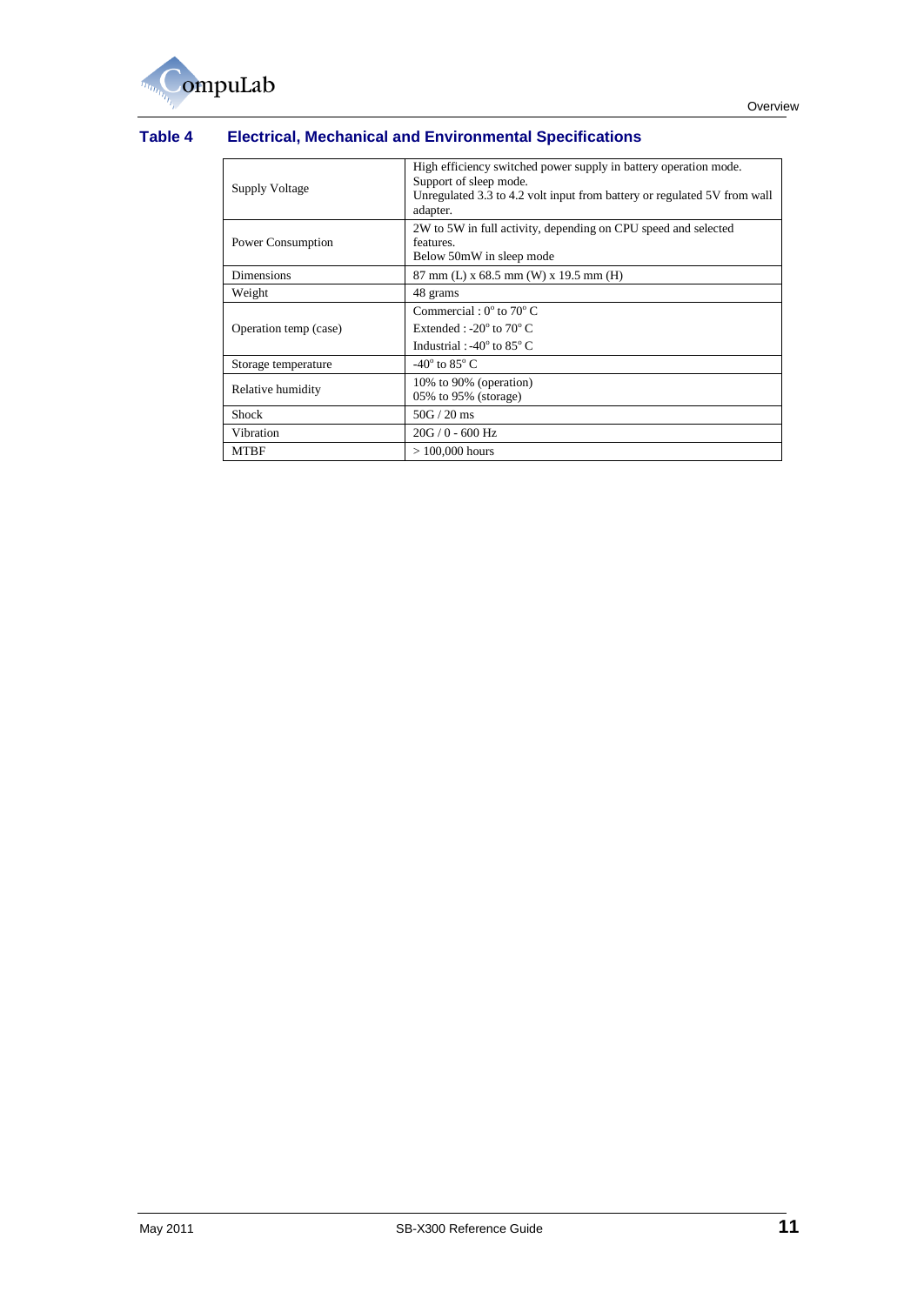### Table 4 Electrical, Mechanical and Environmental Specifications

| | |
|---|---|
| Supply Voltage | High efficiency switched power supply in battery operation mode.<br>Support of sleep mode.<br>Unregulated 3.3 to 4.2 volt input from battery or regulated 5V from wall adapter. |
| Power Consumption | 2W to 5W in full activity, depending on CPU speed and selected features.<br>Below 50mW in sleep mode |
| Dimensions | 87 mm (L) x 68.5 mm (W) x 19.5 mm (H) |
| Weight | 48 grams |
| Operation temp (case) | Commercial : 0° to 70° C<br>Extended : -20° to 70° C<br>Industrial : -40° to 85° C |
| Storage temperature | -40° to 85° C |
| Relative humidity | 10% to 90% (operation)<br>05% to 95% (storage) |
| Shock | 50G / 20 ms |
| Vibration | 20G / 0 - 600 Hz |
| MTBF | > 100,000 hours |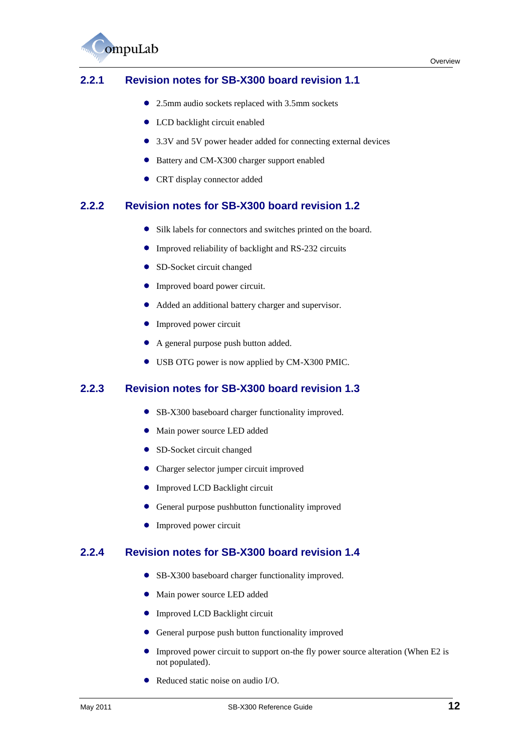### 2.2.1 Revision notes for SB-X300 board revision 1.1

- 2.5mm audio sockets replaced with 3.5mm sockets
- LCD backlight circuit enabled
- 3.3V and 5V power header added for connecting external devices
- Battery and CM-X300 charger support enabled
- CRT display connector added

### 2.2.2 Revision notes for SB-X300 board revision 1.2

- Silk labels for connectors and switches printed on the board.
- Improved reliability of backlight and RS-232 circuits
- SD-Socket circuit changed
- Improved board power circuit.
- Added an additional battery charger and supervisor.
- Improved power circuit
- A general purpose push button added.
- USB OTG power is now applied by CM-X300 PMIC.

### 2.2.3 Revision notes for SB-X300 board revision 1.3

- SB-X300 baseboard charger functionality improved.
- Main power source LED added
- SD-Socket circuit changed
- Charger selector jumper circuit improved
- Improved LCD Backlight circuit
- General purpose pushbutton functionality improved
- Improved power circuit

### 2.2.4 Revision notes for SB-X300 board revision 1.4

- SB-X300 baseboard charger functionality improved.
- Main power source LED added
- Improved LCD Backlight circuit
- General purpose push button functionality improved
- Improved power circuit to support on-the fly power source alteration (When E2 is not populated).
- Reduced static noise on audio I/O.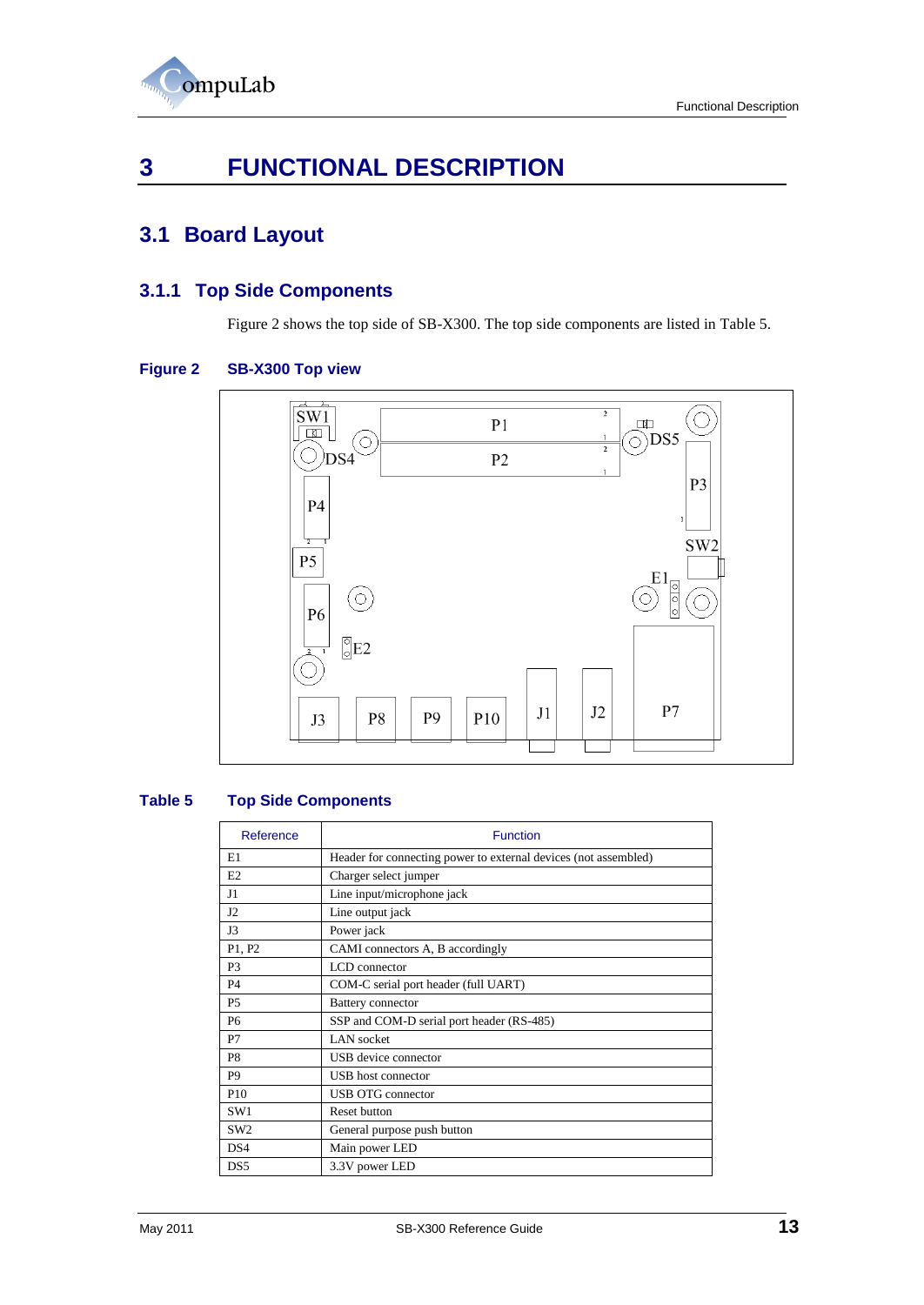# 3 FUNCTIONAL DESCRIPTION

## 3.1 Board Layout

### 3.1.1 Top Side Components

Figure 2 shows the top side of SB-X300. The top side components are listed in Table 5.

**Figure 2 SB-X300 Top view**

**Table 5 Top Side Components**

| Reference | Function |
|---|---|
| E1 | Header for connecting power to external devices (not assembled) |
| E2 | Charger select jumper |
| J1 | Line input/microphone jack |
| J2 | Line output jack |
| J3 | Power jack |
| P1, P2 | CAMI connectors A, B accordingly |
| P3 | LCD connector |
| P4 | COM-C serial port header (full UART) |
| P5 | Battery connector |
| P6 | SSP and COM-D serial port header (RS-485) |
| P7 | LAN socket |
| P8 | USB device connector |
| P9 | USB host connector |
| P10 | USB OTG connector |
| SW1 | Reset button |
| SW2 | General purpose push button |
| DS4 | Main power LED |
| DS5 | 3.3V power LED |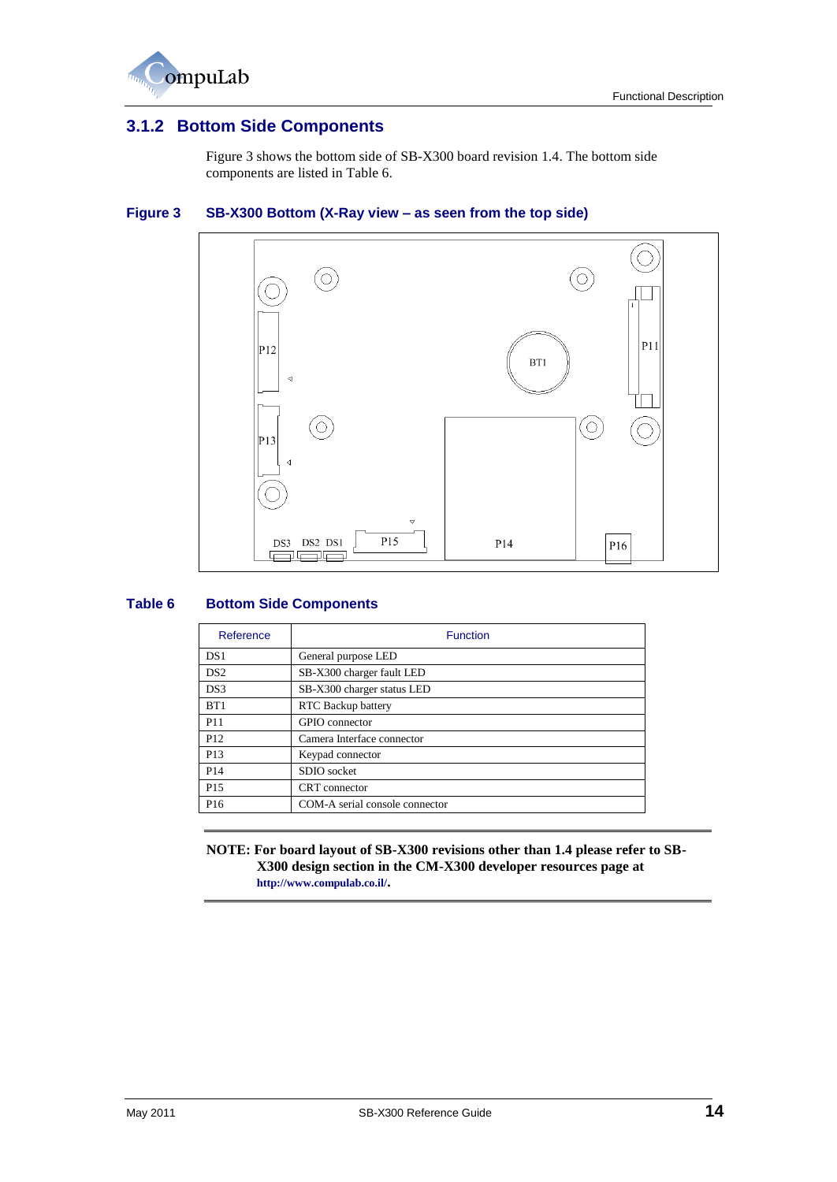### 3.1.2 Bottom Side Components

Figure 3 shows the bottom side of SB-X300 board revision 1.4. The bottom side components are listed in Table 6.

**Figure 3 SB-X300 Bottom (X-Ray view – as seen from the top side)**

**Table 6 Bottom Side Components**

| Reference | Function |
|---|---|
| DS1 | General purpose LED |
| DS2 | SB-X300 charger fault LED |
| DS3 | SB-X300 charger status LED |
| BT1 | RTC Backup battery |
| P11 | GPIO connector |
| P12 | Camera Interface connector |
| P13 | Keypad connector |
| P14 | SDIO socket |
| P15 | CRT connector |
| P16 | COM-A serial console connector |

**NOTE: For board layout of SB-X300 revisions other than 1.4 please refer to SB-X300 design section in the CM-X300 developer resources page at http://www.compulab.co.il/.**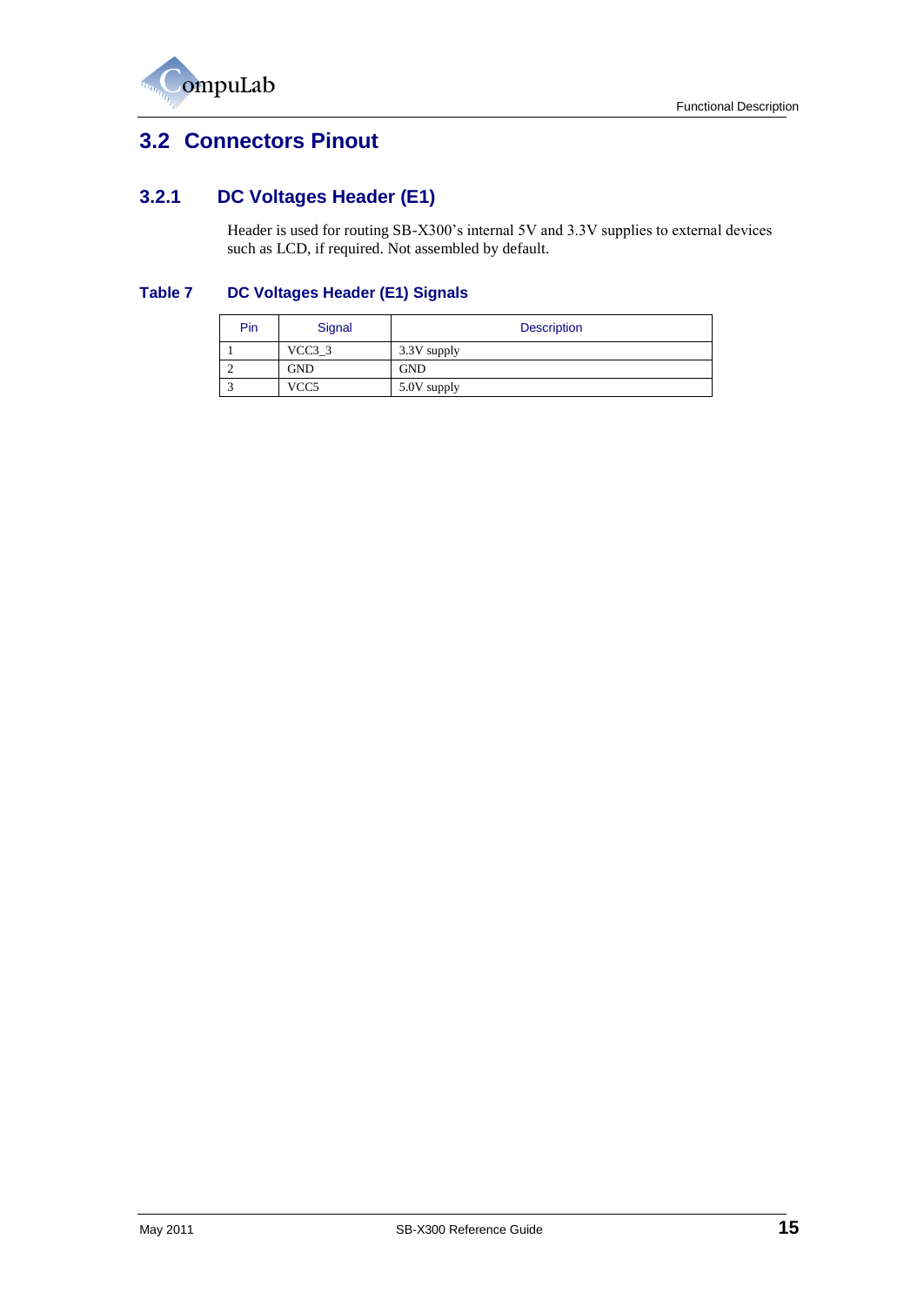## 3.2 Connectors Pinout

### 3.2.1 DC Voltages Header (E1)

Header is used for routing SB-X300's internal 5V and 3.3V supplies to external devices such as LCD, if required. Not assembled by default.

**Table 7 DC Voltages Header (E1) Signals**

| Pin | Signal | Description |
|---|---|---|
| 1 | VCC3_3 | 3.3V supply |
| 2 | GND | GND |
| 3 | VCC5 | 5.0V supply |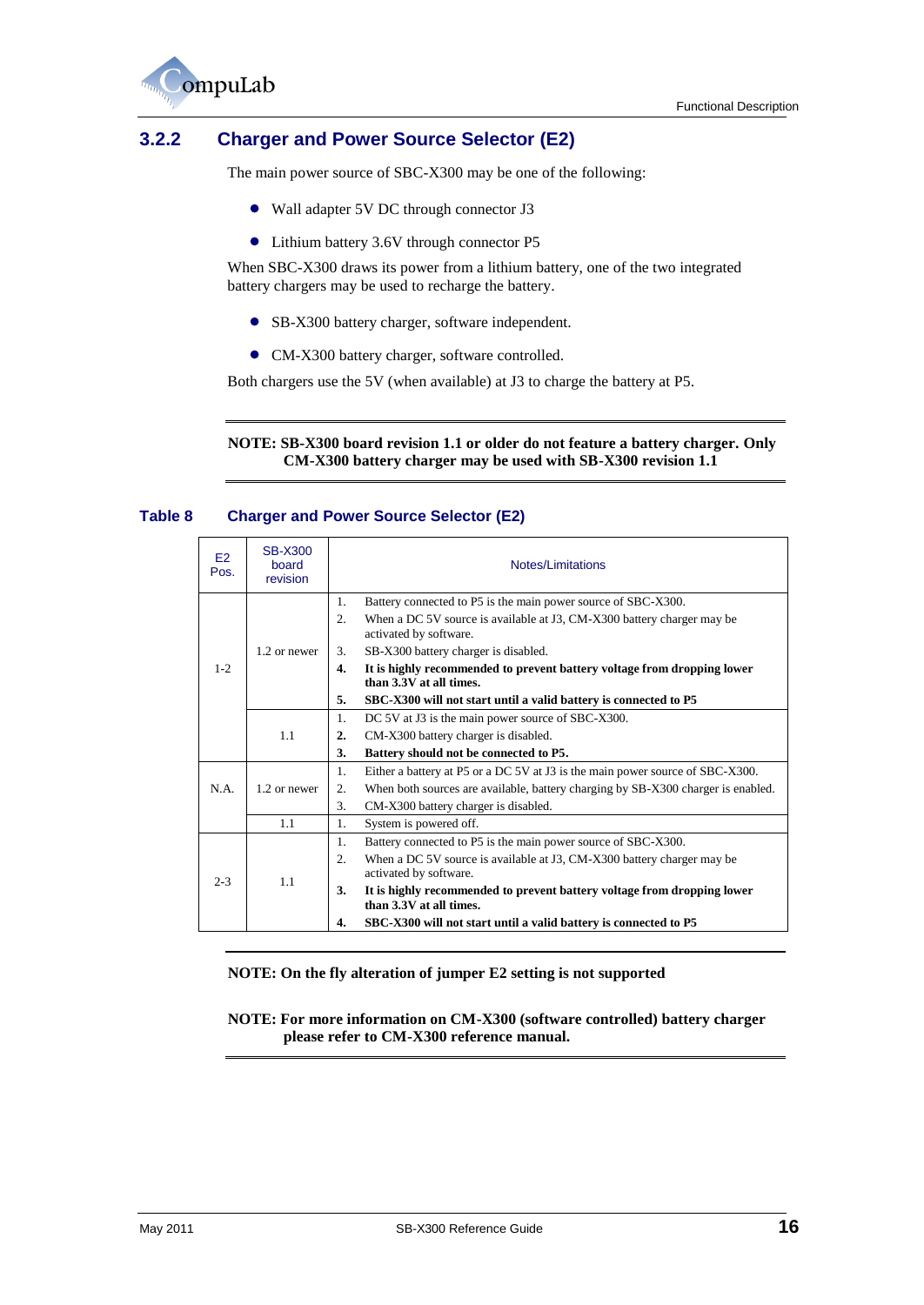### 3.2.2 Charger and Power Source Selector (E2)

The main power source of SBC-X300 may be one of the following:

- Wall adapter 5V DC through connector J3
- Lithium battery 3.6V through connector P5

When SBC-X300 draws its power from a lithium battery, one of the two integrated battery chargers may be used to recharge the battery.

- SB-X300 battery charger, software independent.
- CM-X300 battery charger, software controlled.

Both chargers use the 5V (when available) at J3 to charge the battery at P5.

---

**NOTE: SB-X300 board revision 1.1 or older do not feature a battery charger. Only CM-X300 battery charger may be used with SB-X300 revision 1.1**

---

**Table 8 Charger and Power Source Selector (E2)**

| E2 Pos. | SB-X300 board revision | Notes/Limitations |
|---|---|---|
| 1-2 | 1.2 or newer | 1. Battery connected to P5 is the main power source of SBC-X300.<br>2. When a DC 5V source is available at J3, CM-X300 battery charger may be activated by software.<br>3. SB-X300 battery charger is disabled.<br>**4. It is highly recommended to prevent battery voltage from dropping lower than 3.3V at all times.**<br>**5. SBC-X300 will not start until a valid battery is connected to P5** |
| | 1.1 | 1. DC 5V at J3 is the main power source of SBC-X300.<br>**2.** CM-X300 battery charger is disabled.<br>**3. Battery should not be connected to P5.** |
| N.A. | 1.2 or newer | 1. Either a battery at P5 or a DC 5V at J3 is the main power source of SBC-X300.<br>2. When both sources are available, battery charging by SB-X300 charger is enabled.<br>3. CM-X300 battery charger is disabled. |
| | 1.1 | 1. System is powered off. |
| 2-3 | 1.1 | 1. Battery connected to P5 is the main power source of SBC-X300.<br>2. When a DC 5V source is available at J3, CM-X300 battery charger may be activated by software.<br>**3. It is highly recommended to prevent battery voltage from dropping lower than 3.3V at all times.**<br>**4. SBC-X300 will not start until a valid battery is connected to P5** |

---

**NOTE: On the fly alteration of jumper E2 setting is not supported**

**NOTE: For more information on CM-X300 (software controlled) battery charger please refer to CM-X300 reference manual.**

---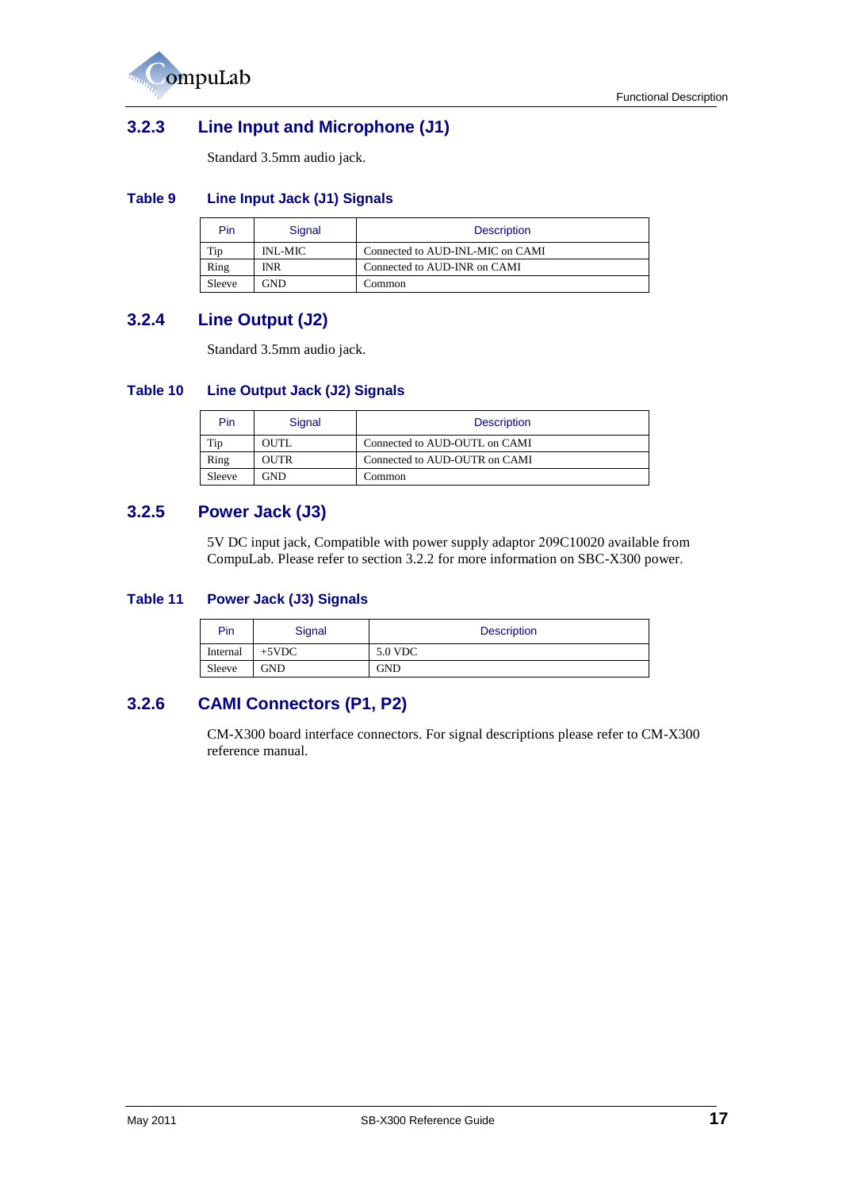### 3.2.3 Line Input and Microphone (J1)

Standard 3.5mm audio jack.

**Table 9 Line Input Jack (J1) Signals**

| Pin | Signal | Description |
|---|---|---|
| Tip | INL-MIC | Connected to AUD-INL-MIC on CAMI |
| Ring | INR | Connected to AUD-INR on CAMI |
| Sleeve | GND | Common |

### 3.2.4 Line Output (J2)

Standard 3.5mm audio jack.

**Table 10 Line Output Jack (J2) Signals**

| Pin | Signal | Description |
|---|---|---|
| Tip | OUTL | Connected to AUD-OUTL on CAMI |
| Ring | OUTR | Connected to AUD-OUTR on CAMI |
| Sleeve | GND | Common |

### 3.2.5 Power Jack (J3)

5V DC input jack, Compatible with power supply adaptor 209C10020 available from CompuLab. Please refer to section 3.2.2 for more information on SBC-X300 power.

**Table 11 Power Jack (J3) Signals**

| Pin | Signal | Description |
|---|---|---|
| Internal | +5VDC | 5.0 VDC |
| Sleeve | GND | GND |

### 3.2.6 CAMI Connectors (P1, P2)

CM-X300 board interface connectors. For signal descriptions please refer to CM-X300 reference manual.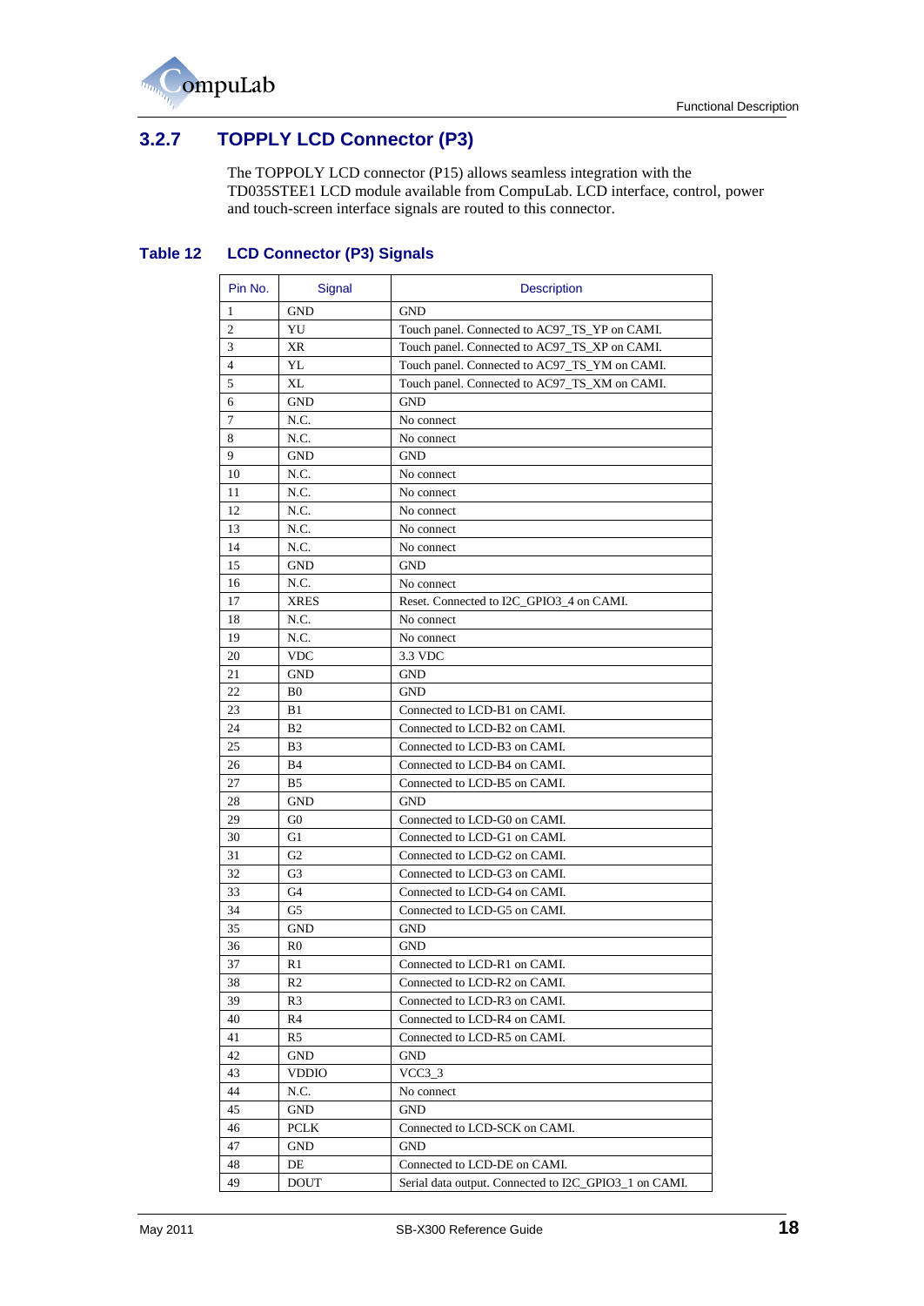### 3.2.7 TOPPLY LCD Connector (P3)

The TOPPOLY LCD connector (P15) allows seamless integration with the TD035STEE1 LCD module available from CompuLab. LCD interface, control, power and touch-screen interface signals are routed to this connector.

**Table 12 LCD Connector (P3) Signals**

| Pin No. | Signal | Description |
|---|---|---|
| 1 | GND | GND |
| 2 | YU | Touch panel. Connected to AC97_TS_YP on CAMI. |
| 3 | XR | Touch panel. Connected to AC97_TS_XP on CAMI. |
| 4 | YL | Touch panel. Connected to AC97_TS_YM on CAMI. |
| 5 | XL | Touch panel. Connected to AC97_TS_XM on CAMI. |
| 6 | GND | GND |
| 7 | N.C. | No connect |
| 8 | N.C. | No connect |
| 9 | GND | GND |
| 10 | N.C. | No connect |
| 11 | N.C. | No connect |
| 12 | N.C. | No connect |
| 13 | N.C. | No connect |
| 14 | N.C. | No connect |
| 15 | GND | GND |
| 16 | N.C. | No connect |
| 17 | XRES | Reset. Connected to I2C_GPIO3_4 on CAMI. |
| 18 | N.C. | No connect |
| 19 | N.C. | No connect |
| 20 | VDC | 3.3 VDC |
| 21 | GND | GND |
| 22 | B0 | GND |
| 23 | B1 | Connected to LCD-B1 on CAMI. |
| 24 | B2 | Connected to LCD-B2 on CAMI. |
| 25 | B3 | Connected to LCD-B3 on CAMI. |
| 26 | B4 | Connected to LCD-B4 on CAMI. |
| 27 | B5 | Connected to LCD-B5 on CAMI. |
| 28 | GND | GND |
| 29 | G0 | Connected to LCD-G0 on CAMI. |
| 30 | G1 | Connected to LCD-G1 on CAMI. |
| 31 | G2 | Connected to LCD-G2 on CAMI. |
| 32 | G3 | Connected to LCD-G3 on CAMI. |
| 33 | G4 | Connected to LCD-G4 on CAMI. |
| 34 | G5 | Connected to LCD-G5 on CAMI. |
| 35 | GND | GND |
| 36 | R0 | GND |
| 37 | R1 | Connected to LCD-R1 on CAMI. |
| 38 | R2 | Connected to LCD-R2 on CAMI. |
| 39 | R3 | Connected to LCD-R3 on CAMI. |
| 40 | R4 | Connected to LCD-R4 on CAMI. |
| 41 | R5 | Connected to LCD-R5 on CAMI. |
| 42 | GND | GND |
| 43 | VDDIO | VCC3_3 |
| 44 | N.C. | No connect |
| 45 | GND | GND |
| 46 | PCLK | Connected to LCD-SCK on CAMI. |
| 47 | GND | GND |
| 48 | DE | Connected to LCD-DE on CAMI. |
| 49 | DOUT | Serial data output. Connected to I2C_GPIO3_1 on CAMI. |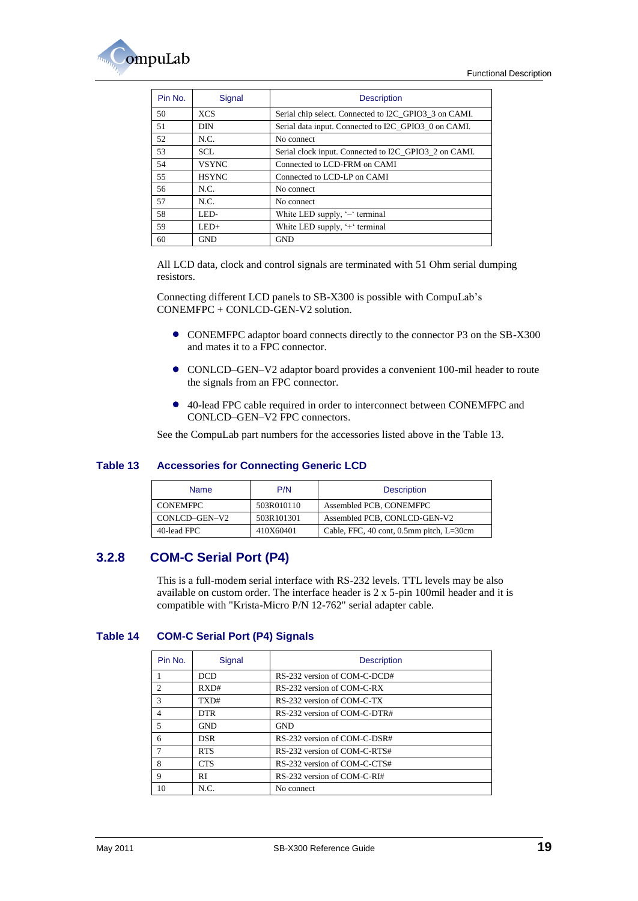| Pin No. | Signal | Description |
|---|---|---|
| 50 | XCS | Serial chip select. Connected to I2C_GPIO3_3 on CAMI. |
| 51 | DIN | Serial data input. Connected to I2C_GPIO3_0 on CAMI. |
| 52 | N.C. | No connect |
| 53 | SCL | Serial clock input. Connected to I2C_GPIO3_2 on CAMI. |
| 54 | VSYNC | Connected to LCD-FRM on CAMI |
| 55 | HSYNC | Connected to LCD-LP on CAMI |
| 56 | N.C. | No connect |
| 57 | N.C. | No connect |
| 58 | LED- | White LED supply, '–' terminal |
| 59 | LED+ | White LED supply, '+' terminal |
| 60 | GND | GND |

All LCD data, clock and control signals are terminated with 51 Ohm serial dumping resistors.

Connecting different LCD panels to SB-X300 is possible with CompuLab's CONEMFPC + CONLCD-GEN-V2 solution.

- CONEMFPC adaptor board connects directly to the connector P3 on the SB-X300 and mates it to a FPC connector.
- CONLCD–GEN–V2 adaptor board provides a convenient 100-mil header to route the signals from an FPC connector.
- 40-lead FPC cable required in order to interconnect between CONEMFPC and CONLCD–GEN–V2 FPC connectors.

See the CompuLab part numbers for the accessories listed above in the Table 13.

**Table 13 Accessories for Connecting Generic LCD**

| Name | P/N | Description |
|---|---|---|
| CONEMFPC | 503R010110 | Assembled PCB, CONEMFPC |
| CONLCD–GEN–V2 | 503R101301 | Assembled PCB, CONLCD-GEN-V2 |
| 40-lead FPC | 410X60401 | Cable, FFC, 40 cont, 0.5mm pitch, L=30cm |

### 3.2.8 COM-C Serial Port (P4)

This is a full-modem serial interface with RS-232 levels. TTL levels may be also available on custom order. The interface header is 2 x 5-pin 100mil header and it is compatible with "Krista-Micro P/N 12-762" serial adapter cable.

**Table 14 COM-C Serial Port (P4) Signals**

| Pin No. | Signal | Description |
|---|---|---|
| 1 | DCD | RS-232 version of COM-C-DCD# |
| 2 | RXD# | RS-232 version of COM-C-RX |
| 3 | TXD# | RS-232 version of COM-C-TX |
| 4 | DTR | RS-232 version of COM-C-DTR# |
| 5 | GND | GND |
| 6 | DSR | RS-232 version of COM-C-DSR# |
| 7 | RTS | RS-232 version of COM-C-RTS# |
| 8 | CTS | RS-232 version of COM-C-CTS# |
| 9 | RI | RS-232 version of COM-C-RI# |
| 10 | N.C. | No connect |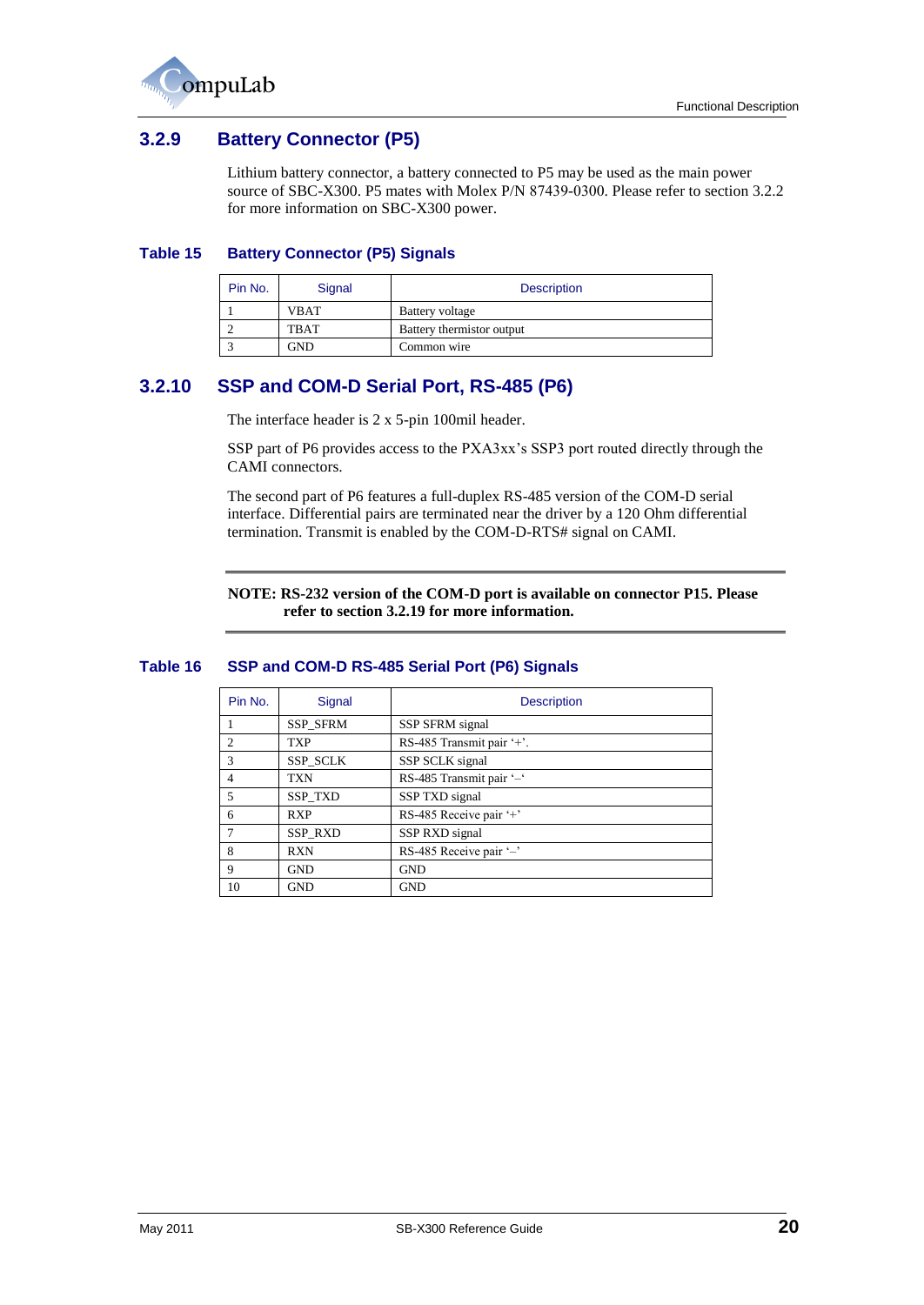### 3.2.9 Battery Connector (P5)

Lithium battery connector, a battery connected to P5 may be used as the main power source of SBC-X300. P5 mates with Molex P/N 87439-0300. Please refer to section 3.2.2 for more information on SBC-X300 power.

**Table 15 Battery Connector (P5) Signals**

| Pin No. | Signal | Description |
|---|---|---|
| 1 | VBAT | Battery voltage |
| 2 | TBAT | Battery thermistor output |
| 3 | GND | Common wire |

### 3.2.10 SSP and COM-D Serial Port, RS-485 (P6)

The interface header is 2 x 5-pin 100mil header.

SSP part of P6 provides access to the PXA3xx's SSP3 port routed directly through the CAMI connectors.

The second part of P6 features a full-duplex RS-485 version of the COM-D serial interface. Differential pairs are terminated near the driver by a 120 Ohm differential termination. Transmit is enabled by the COM-D-RTS# signal on CAMI.

**NOTE: RS-232 version of the COM-D port is available on connector P15. Please refer to section 3.2.19 for more information.**

**Table 16 SSP and COM-D RS-485 Serial Port (P6) Signals**

| Pin No. | Signal | Description |
|---|---|---|
| 1 | SSP_SFRM | SSP SFRM signal |
| 2 | TXP | RS-485 Transmit pair '+'. |
| 3 | SSP_SCLK | SSP SCLK signal |
| 4 | TXN | RS-485 Transmit pair '–' |
| 5 | SSP_TXD | SSP TXD signal |
| 6 | RXP | RS-485 Receive pair '+' |
| 7 | SSP_RXD | SSP RXD signal |
| 8 | RXN | RS-485 Receive pair '–' |
| 9 | GND | GND |
| 10 | GND | GND |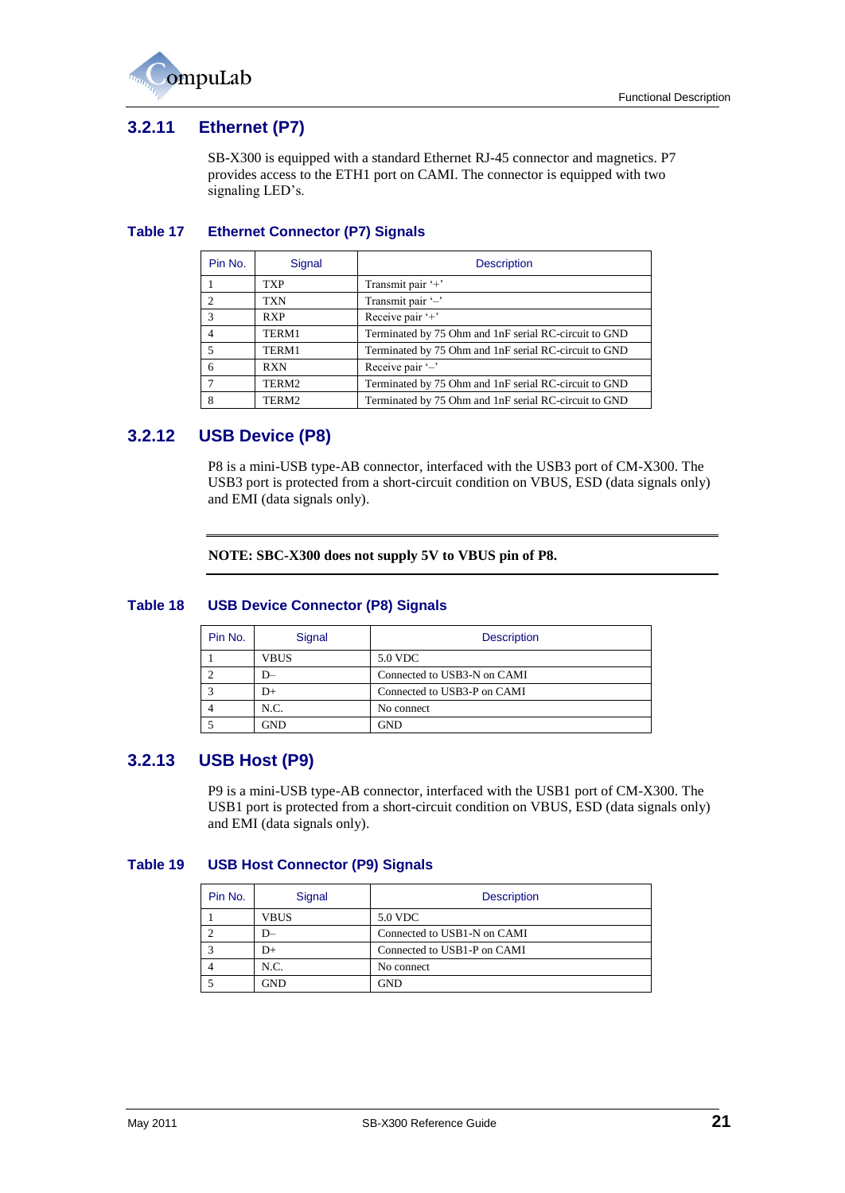### 3.2.11 Ethernet (P7)

SB-X300 is equipped with a standard Ethernet RJ-45 connector and magnetics. P7 provides access to the ETH1 port on CAMI. The connector is equipped with two signaling LED's.

**Table 17 Ethernet Connector (P7) Signals**

| Pin No. | Signal | Description |
|---|---|---|
| 1 | TXP | Transmit pair '+' |
| 2 | TXN | Transmit pair '–' |
| 3 | RXP | Receive pair '+' |
| 4 | TERM1 | Terminated by 75 Ohm and 1nF serial RC-circuit to GND |
| 5 | TERM1 | Terminated by 75 Ohm and 1nF serial RC-circuit to GND |
| 6 | RXN | Receive pair '–' |
| 7 | TERM2 | Terminated by 75 Ohm and 1nF serial RC-circuit to GND |
| 8 | TERM2 | Terminated by 75 Ohm and 1nF serial RC-circuit to GND |

### 3.2.12 USB Device (P8)

P8 is a mini-USB type-AB connector, interfaced with the USB3 port of CM-X300. The USB3 port is protected from a short-circuit condition on VBUS, ESD (data signals only) and EMI (data signals only).

**NOTE: SBC-X300 does not supply 5V to VBUS pin of P8.**

**Table 18 USB Device Connector (P8) Signals**

| Pin No. | Signal | Description |
|---|---|---|
| 1 | VBUS | 5.0 VDC |
| 2 | D– | Connected to USB3-N on CAMI |
| 3 | D+ | Connected to USB3-P on CAMI |
| 4 | N.C. | No connect |
| 5 | GND | GND |

### 3.2.13 USB Host (P9)

P9 is a mini-USB type-AB connector, interfaced with the USB1 port of CM-X300. The USB1 port is protected from a short-circuit condition on VBUS, ESD (data signals only) and EMI (data signals only).

**Table 19 USB Host Connector (P9) Signals**

| Pin No. | Signal | Description |
|---|---|---|
| 1 | VBUS | 5.0 VDC |
| 2 | D– | Connected to USB1-N on CAMI |
| 3 | D+ | Connected to USB1-P on CAMI |
| 4 | N.C. | No connect |
| 5 | GND | GND |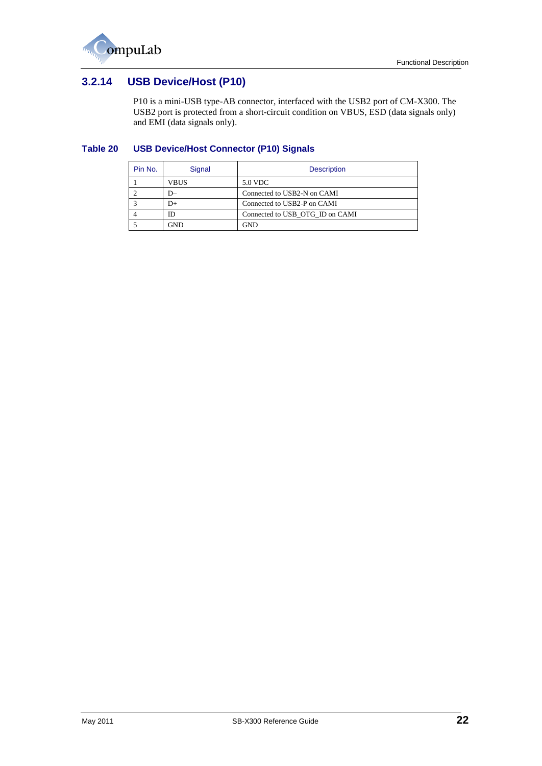### 3.2.14 USB Device/Host (P10)

P10 is a mini-USB type-AB connector, interfaced with the USB2 port of CM-X300. The USB2 port is protected from a short-circuit condition on VBUS, ESD (data signals only) and EMI (data signals only).

**Table 20 USB Device/Host Connector (P10) Signals**

| Pin No. | Signal | Description |
|---|---|---|
| 1 | VBUS | 5.0 VDC |
| 2 | D– | Connected to USB2-N on CAMI |
| 3 | D+ | Connected to USB2-P on CAMI |
| 4 | ID | Connected to USB_OTG_ID on CAMI |
| 5 | GND | GND |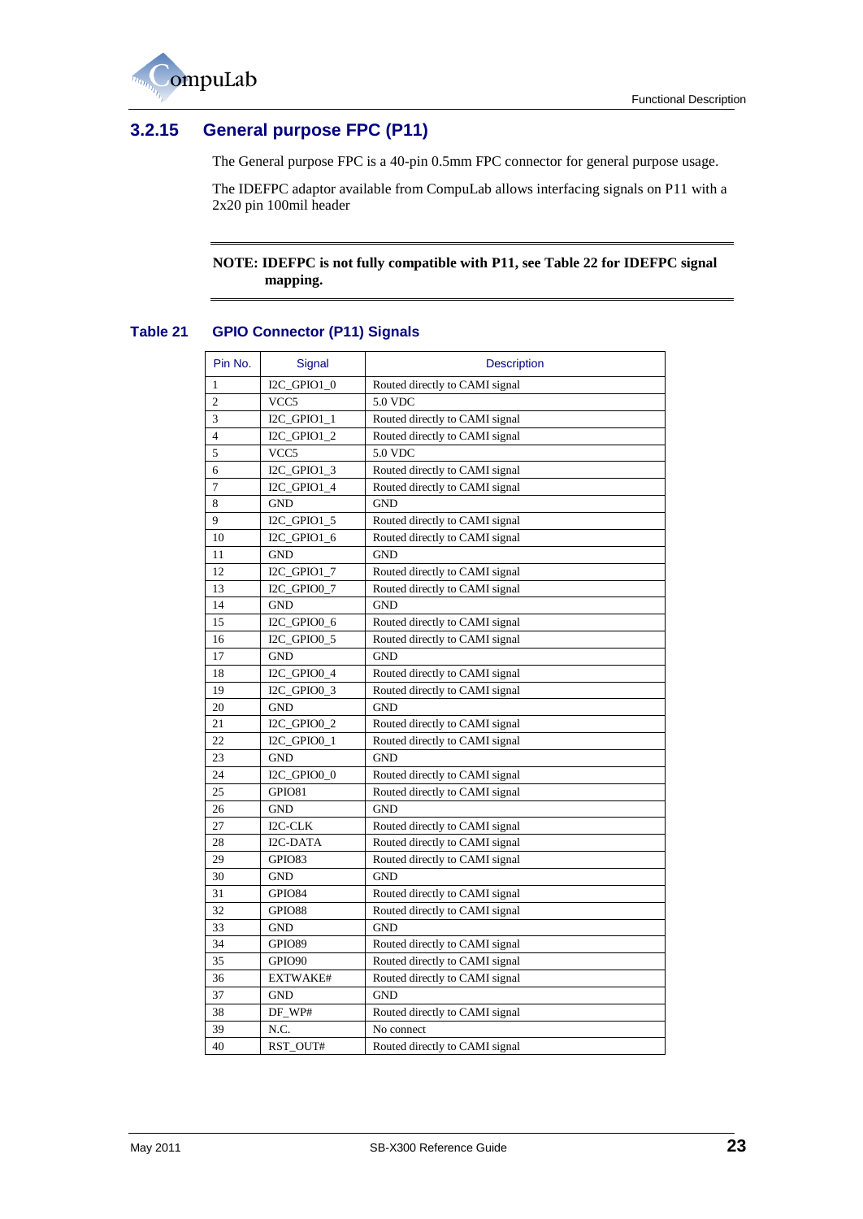### 3.2.15 General purpose FPC (P11)

The General purpose FPC is a 40-pin 0.5mm FPC connector for general purpose usage.

The IDEFPC adaptor available from CompuLab allows interfacing signals on P11 with a 2x20 pin 100mil header

**NOTE: IDEFPC is not fully compatible with P11, see Table 22 for IDEFPC signal mapping.**

**Table 21 GPIO Connector (P11) Signals**

| Pin No. | Signal | Description |
|---|---|---|
| 1 | I2C_GPIO1_0 | Routed directly to CAMI signal |
| 2 | VCC5 | 5.0 VDC |
| 3 | I2C_GPIO1_1 | Routed directly to CAMI signal |
| 4 | I2C_GPIO1_2 | Routed directly to CAMI signal |
| 5 | VCC5 | 5.0 VDC |
| 6 | I2C_GPIO1_3 | Routed directly to CAMI signal |
| 7 | I2C_GPIO1_4 | Routed directly to CAMI signal |
| 8 | GND | GND |
| 9 | I2C_GPIO1_5 | Routed directly to CAMI signal |
| 10 | I2C_GPIO1_6 | Routed directly to CAMI signal |
| 11 | GND | GND |
| 12 | I2C_GPIO1_7 | Routed directly to CAMI signal |
| 13 | I2C_GPIO0_7 | Routed directly to CAMI signal |
| 14 | GND | GND |
| 15 | I2C_GPIO0_6 | Routed directly to CAMI signal |
| 16 | I2C_GPIO0_5 | Routed directly to CAMI signal |
| 17 | GND | GND |
| 18 | I2C_GPIO0_4 | Routed directly to CAMI signal |
| 19 | I2C_GPIO0_3 | Routed directly to CAMI signal |
| 20 | GND | GND |
| 21 | I2C_GPIO0_2 | Routed directly to CAMI signal |
| 22 | I2C_GPIO0_1 | Routed directly to CAMI signal |
| 23 | GND | GND |
| 24 | I2C_GPIO0_0 | Routed directly to CAMI signal |
| 25 | GPIO81 | Routed directly to CAMI signal |
| 26 | GND | GND |
| 27 | I2C-CLK | Routed directly to CAMI signal |
| 28 | I2C-DATA | Routed directly to CAMI signal |
| 29 | GPIO83 | Routed directly to CAMI signal |
| 30 | GND | GND |
| 31 | GPIO84 | Routed directly to CAMI signal |
| 32 | GPIO88 | Routed directly to CAMI signal |
| 33 | GND | GND |
| 34 | GPIO89 | Routed directly to CAMI signal |
| 35 | GPIO90 | Routed directly to CAMI signal |
| 36 | EXTWAKE# | Routed directly to CAMI signal |
| 37 | GND | GND |
| 38 | DF_WP# | Routed directly to CAMI signal |
| 39 | N.C. | No connect |
| 40 | RST_OUT# | Routed directly to CAMI signal |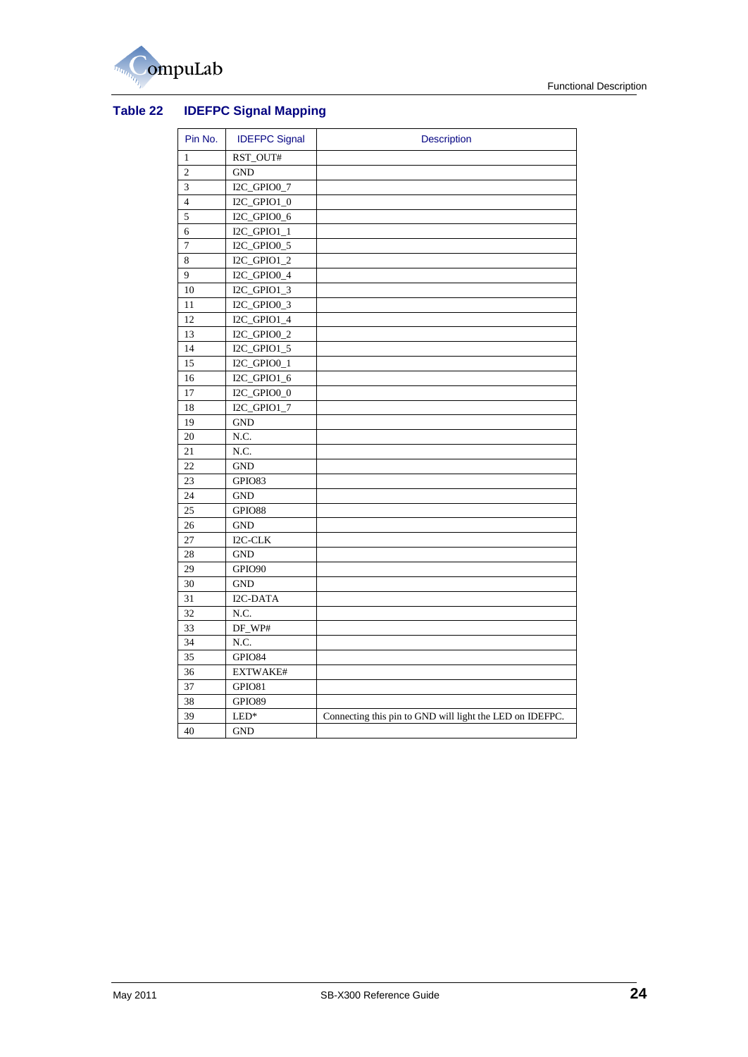**Table 22 IDEFPC Signal Mapping**

| Pin No. | IDEFPC Signal | Description |
|---|---|---|
| 1 | RST_OUT# | |
| 2 | GND | |
| 3 | I2C_GPIO0_7 | |
| 4 | I2C_GPIO1_0 | |
| 5 | I2C_GPIO0_6 | |
| 6 | I2C_GPIO1_1 | |
| 7 | I2C_GPIO0_5 | |
| 8 | I2C_GPIO1_2 | |
| 9 | I2C_GPIO0_4 | |
| 10 | I2C_GPIO1_3 | |
| 11 | I2C_GPIO0_3 | |
| 12 | I2C_GPIO1_4 | |
| 13 | I2C_GPIO0_2 | |
| 14 | I2C_GPIO1_5 | |
| 15 | I2C_GPIO0_1 | |
| 16 | I2C_GPIO1_6 | |
| 17 | I2C_GPIO0_0 | |
| 18 | I2C_GPIO1_7 | |
| 19 | GND | |
| 20 | N.C. | |
| 21 | N.C. | |
| 22 | GND | |
| 23 | GPIO83 | |
| 24 | GND | |
| 25 | GPIO88 | |
| 26 | GND | |
| 27 | I2C-CLK | |
| 28 | GND | |
| 29 | GPIO90 | |
| 30 | GND | |
| 31 | I2C-DATA | |
| 32 | N.C. | |
| 33 | DF_WP# | |
| 34 | N.C. | |
| 35 | GPIO84 | |
| 36 | EXTWAKE# | |
| 37 | GPIO81 | |
| 38 | GPIO89 | |
| 39 | LED* | Connecting this pin to GND will light the LED on IDEFPC. |
| 40 | GND | |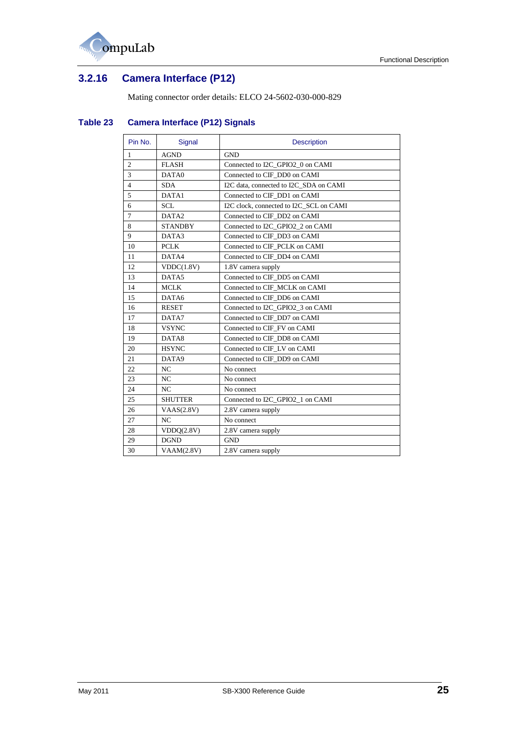### 3.2.16 Camera Interface (P12)

Mating connector order details: ELCO 24-5602-030-000-829

**Table 23 Camera Interface (P12) Signals**

| Pin No. | Signal | Description |
|---|---|---|
| 1 | AGND | GND |
| 2 | FLASH | Connected to I2C_GPIO2_0 on CAMI |
| 3 | DATA0 | Connected to CIF_DD0 on CAMI |
| 4 | SDA | I2C data, connected to I2C_SDA on CAMI |
| 5 | DATA1 | Connected to CIF_DD1 on CAMI |
| 6 | SCL | I2C clock, connected to I2C_SCL on CAMI |
| 7 | DATA2 | Connected to CIF_DD2 on CAMI |
| 8 | STANDBY | Connected to I2C_GPIO2_2 on CAMI |
| 9 | DATA3 | Connected to CIF_DD3 on CAMI |
| 10 | PCLK | Connected to CIF_PCLK on CAMI |
| 11 | DATA4 | Connected to CIF_DD4 on CAMI |
| 12 | VDDC(1.8V) | 1.8V camera supply |
| 13 | DATA5 | Connected to CIF_DD5 on CAMI |
| 14 | MCLK | Connected to CIF_MCLK on CAMI |
| 15 | DATA6 | Connected to CIF_DD6 on CAMI |
| 16 | RESET | Connected to I2C_GPIO2_3 on CAMI |
| 17 | DATA7 | Connected to CIF_DD7 on CAMI |
| 18 | VSYNC | Connected to CIF_FV on CAMI |
| 19 | DATA8 | Connected to CIF_DD8 on CAMI |
| 20 | HSYNC | Connected to CIF_LV on CAMI |
| 21 | DATA9 | Connected to CIF_DD9 on CAMI |
| 22 | NC | No connect |
| 23 | NC | No connect |
| 24 | NC | No connect |
| 25 | SHUTTER | Connected to I2C_GPIO2_1 on CAMI |
| 26 | VAAS(2.8V) | 2.8V camera supply |
| 27 | NC | No connect |
| 28 | VDDQ(2.8V) | 2.8V camera supply |
| 29 | DGND | GND |
| 30 | VAAM(2.8V) | 2.8V camera supply |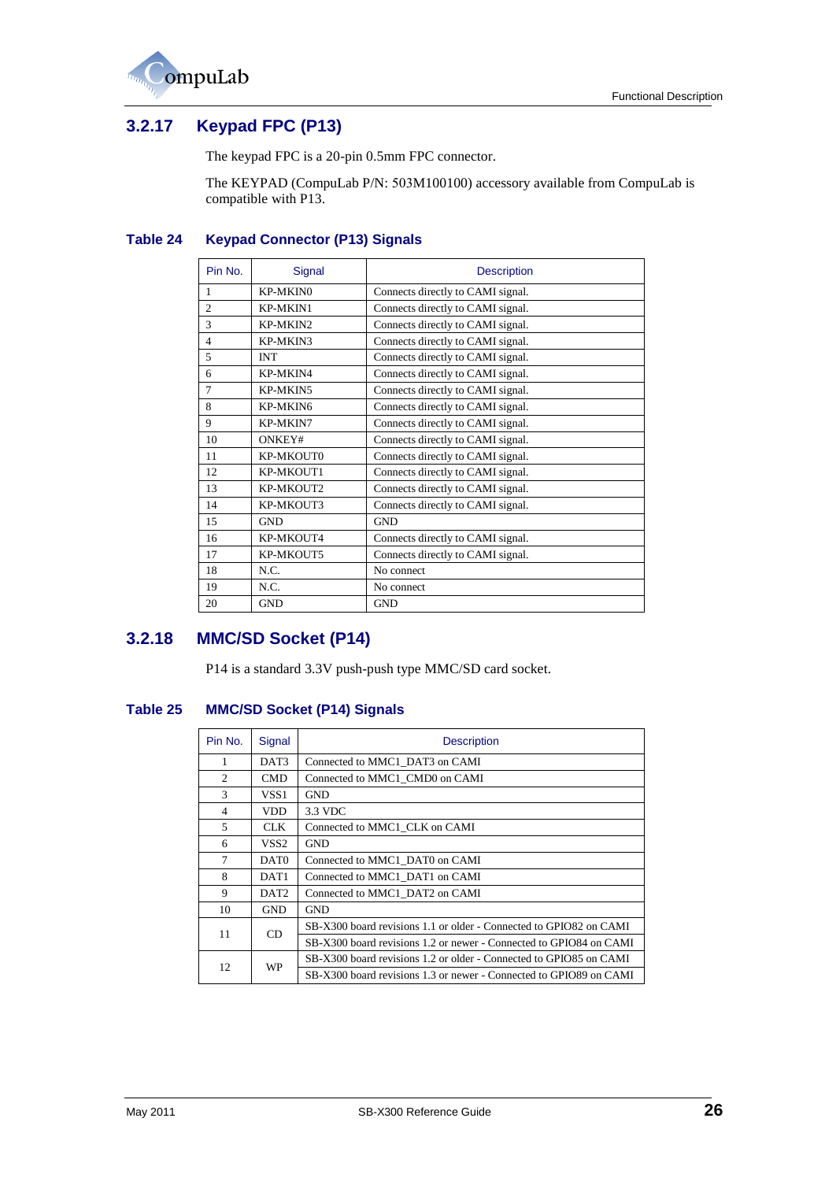### 3.2.17 Keypad FPC (P13)

The keypad FPC is a 20-pin 0.5mm FPC connector.

The KEYPAD (CompuLab P/N: 503M100100) accessory available from CompuLab is compatible with P13.

**Table 24 Keypad Connector (P13) Signals**

| Pin No. | Signal | Description |
|---|---|---|
| 1 | KP-MKIN0 | Connects directly to CAMI signal. |
| 2 | KP-MKIN1 | Connects directly to CAMI signal. |
| 3 | KP-MKIN2 | Connects directly to CAMI signal. |
| 4 | KP-MKIN3 | Connects directly to CAMI signal. |
| 5 | INT | Connects directly to CAMI signal. |
| 6 | KP-MKIN4 | Connects directly to CAMI signal. |
| 7 | KP-MKIN5 | Connects directly to CAMI signal. |
| 8 | KP-MKIN6 | Connects directly to CAMI signal. |
| 9 | KP-MKIN7 | Connects directly to CAMI signal. |
| 10 | ONKEY# | Connects directly to CAMI signal. |
| 11 | KP-MKOUT0 | Connects directly to CAMI signal. |
| 12 | KP-MKOUT1 | Connects directly to CAMI signal. |
| 13 | KP-MKOUT2 | Connects directly to CAMI signal. |
| 14 | KP-MKOUT3 | Connects directly to CAMI signal. |
| 15 | GND | GND |
| 16 | KP-MKOUT4 | Connects directly to CAMI signal. |
| 17 | KP-MKOUT5 | Connects directly to CAMI signal. |
| 18 | N.C. | No connect |
| 19 | N.C. | No connect |
| 20 | GND | GND |

### 3.2.18 MMC/SD Socket (P14)

P14 is a standard 3.3V push-push type MMC/SD card socket.

**Table 25 MMC/SD Socket (P14) Signals**

| Pin No. | Signal | Description |
|---|---|---|
| 1 | DAT3 | Connected to MMC1_DAT3 on CAMI |
| 2 | CMD | Connected to MMC1_CMD0 on CAMI |
| 3 | VSS1 | GND |
| 4 | VDD | 3.3 VDC |
| 5 | CLK | Connected to MMC1_CLK on CAMI |
| 6 | VSS2 | GND |
| 7 | DAT0 | Connected to MMC1_DAT0 on CAMI |
| 8 | DAT1 | Connected to MMC1_DAT1 on CAMI |
| 9 | DAT2 | Connected to MMC1_DAT2 on CAMI |
| 10 | GND | GND |
| 11 | CD | SB-X300 board revisions 1.1 or older - Connected to GPIO82 on CAMI |
| | | SB-X300 board revisions 1.2 or newer - Connected to GPIO84 on CAMI |
| 12 | WP | SB-X300 board revisions 1.2 or older - Connected to GPIO85 on CAMI |
| | | SB-X300 board revisions 1.3 or newer - Connected to GPIO89 on CAMI |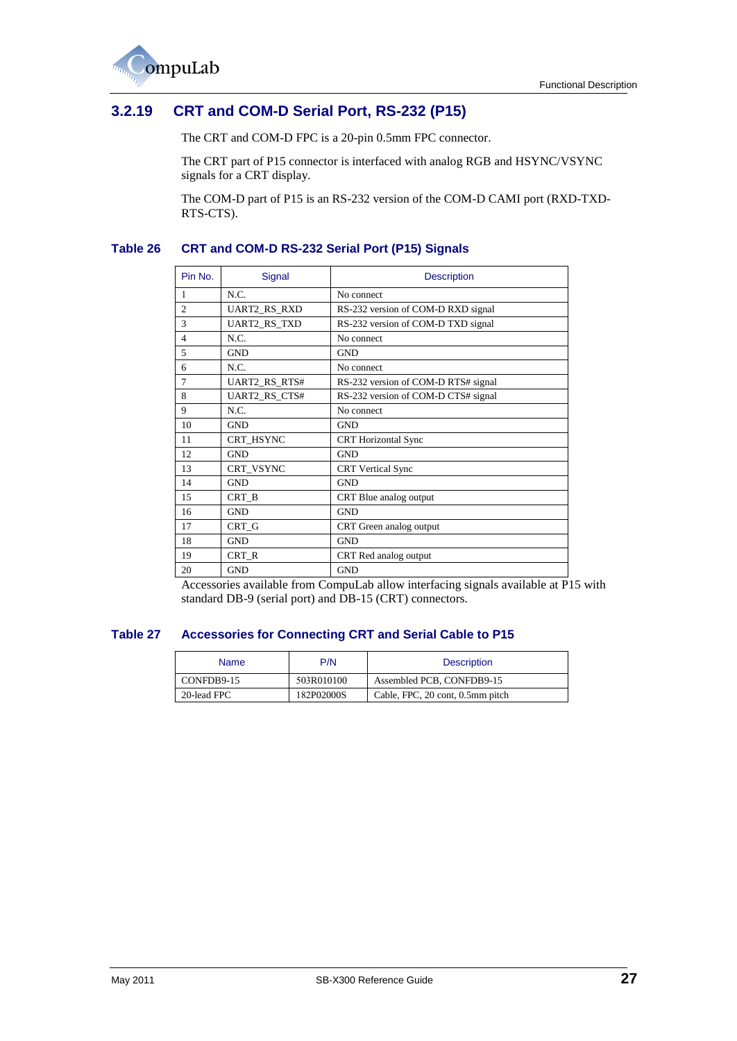### 3.2.19 CRT and COM-D Serial Port, RS-232 (P15)

The CRT and COM-D FPC is a 20-pin 0.5mm FPC connector.

The CRT part of P15 connector is interfaced with analog RGB and HSYNC/VSYNC signals for a CRT display.

The COM-D part of P15 is an RS-232 version of the COM-D CAMI port (RXD-TXD-RTS-CTS).

**Table 26 CRT and COM-D RS-232 Serial Port (P15) Signals**

| Pin No. | Signal | Description |
|---|---|---|
| 1 | N.C. | No connect |
| 2 | UART2_RS_RXD | RS-232 version of COM-D RXD signal |
| 3 | UART2_RS_TXD | RS-232 version of COM-D TXD signal |
| 4 | N.C. | No connect |
| 5 | GND | GND |
| 6 | N.C. | No connect |
| 7 | UART2_RS_RTS# | RS-232 version of COM-D RTS# signal |
| 8 | UART2_RS_CTS# | RS-232 version of COM-D CTS# signal |
| 9 | N.C. | No connect |
| 10 | GND | GND |
| 11 | CRT_HSYNC | CRT Horizontal Sync |
| 12 | GND | GND |
| 13 | CRT_VSYNC | CRT Vertical Sync |
| 14 | GND | GND |
| 15 | CRT_B | CRT Blue analog output |
| 16 | GND | GND |
| 17 | CRT_G | CRT Green analog output |
| 18 | GND | GND |
| 19 | CRT_R | CRT Red analog output |
| 20 | GND | GND |

Accessories available from CompuLab allow interfacing signals available at P15 with standard DB-9 (serial port) and DB-15 (CRT) connectors.

**Table 27 Accessories for Connecting CRT and Serial Cable to P15**

| Name | P/N | Description |
|---|---|---|
| CONFDB9-15 | 503R010100 | Assembled PCB, CONFDB9-15 |
| 20-lead FPC | 182P02000S | Cable, FPC, 20 cont, 0.5mm pitch |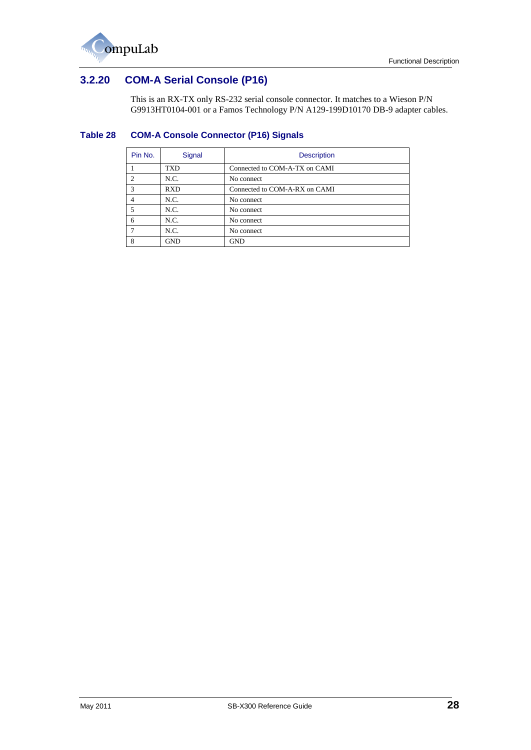### 3.2.20 COM-A Serial Console (P16)

This is an RX-TX only RS-232 serial console connector. It matches to a Wieson P/N G9913HT0104-001 or a Famos Technology P/N A129-199D10170 DB-9 adapter cables.

**Table 28 COM-A Console Connector (P16) Signals**

| Pin No. | Signal | Description |
|---|---|---|
| 1 | TXD | Connected to COM-A-TX on CAMI |
| 2 | N.C. | No connect |
| 3 | RXD | Connected to COM-A-RX on CAMI |
| 4 | N.C. | No connect |
| 5 | N.C. | No connect |
| 6 | N.C. | No connect |
| 7 | N.C. | No connect |
| 8 | GND | GND |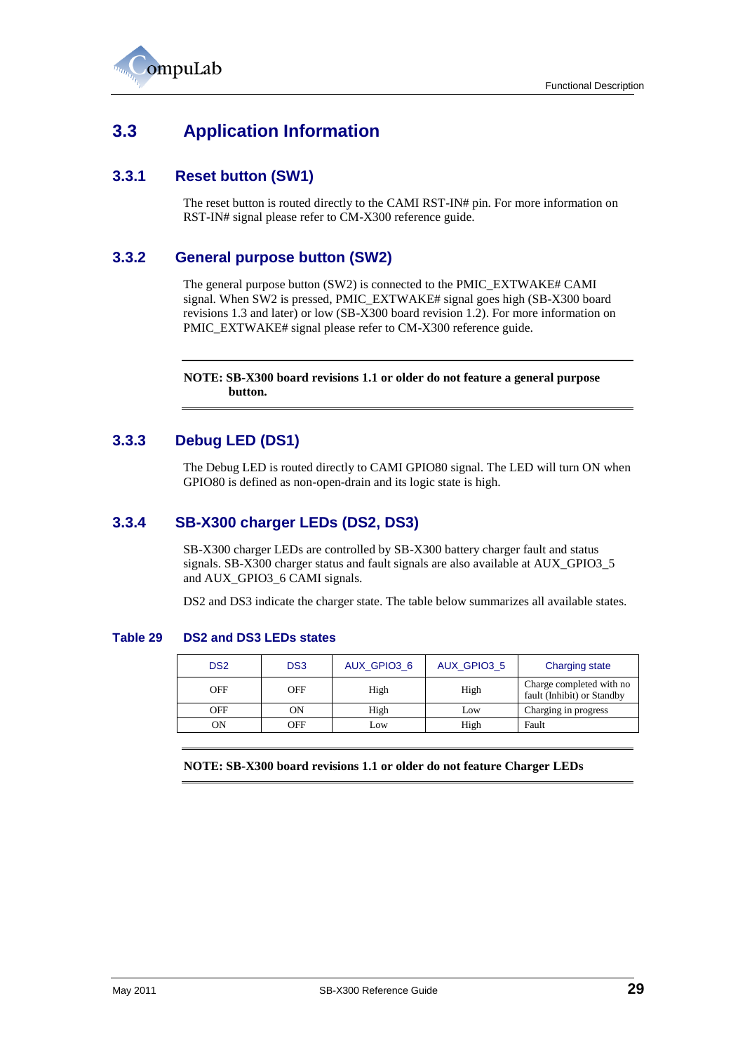## 3.3 Application Information

### 3.3.1 Reset button (SW1)

The reset button is routed directly to the CAMI RST-IN# pin. For more information on RST-IN# signal please refer to CM-X300 reference guide.

### 3.3.2 General purpose button (SW2)

The general purpose button (SW2) is connected to the PMIC_EXTWAKE# CAMI signal. When SW2 is pressed, PMIC_EXTWAKE# signal goes high (SB-X300 board revisions 1.3 and later) or low (SB-X300 board revision 1.2). For more information on PMIC_EXTWAKE# signal please refer to CM-X300 reference guide.

**NOTE: SB-X300 board revisions 1.1 or older do not feature a general purpose button.**

### 3.3.3 Debug LED (DS1)

The Debug LED is routed directly to CAMI GPIO80 signal. The LED will turn ON when GPIO80 is defined as non-open-drain and its logic state is high.

### 3.3.4 SB-X300 charger LEDs (DS2, DS3)

SB-X300 charger LEDs are controlled by SB-X300 battery charger fault and status signals. SB-X300 charger status and fault signals are also available at AUX_GPIO3_5 and AUX_GPIO3_6 CAMI signals.

DS2 and DS3 indicate the charger state. The table below summarizes all available states.

**Table 29 DS2 and DS3 LEDs states**

| DS2 | DS3 | AUX_GPIO3_6 | AUX_GPIO3_5 | Charging state |
|---|---|---|---|---|
| OFF | OFF | High | High | Charge completed with no fault (Inhibit) or Standby |
| OFF | ON | High | Low | Charging in progress |
| ON | OFF | Low | High | Fault |

**NOTE: SB-X300 board revisions 1.1 or older do not feature Charger LEDs**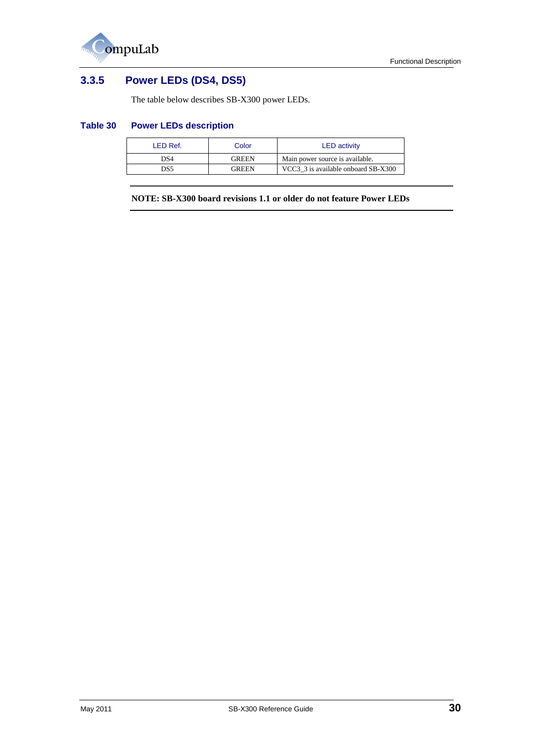### 3.3.5 Power LEDs (DS4, DS5)

The table below describes SB-X300 power LEDs.

**Table 30 Power LEDs description**

| LED Ref. | Color | LED activity |
|---|---|---|
| DS4 | GREEN | Main power source is available. |
| DS5 | GREEN | VCC3_3 is available onboard SB-X300 |

**NOTE: SB-X300 board revisions 1.1 or older do not feature Power LEDs**